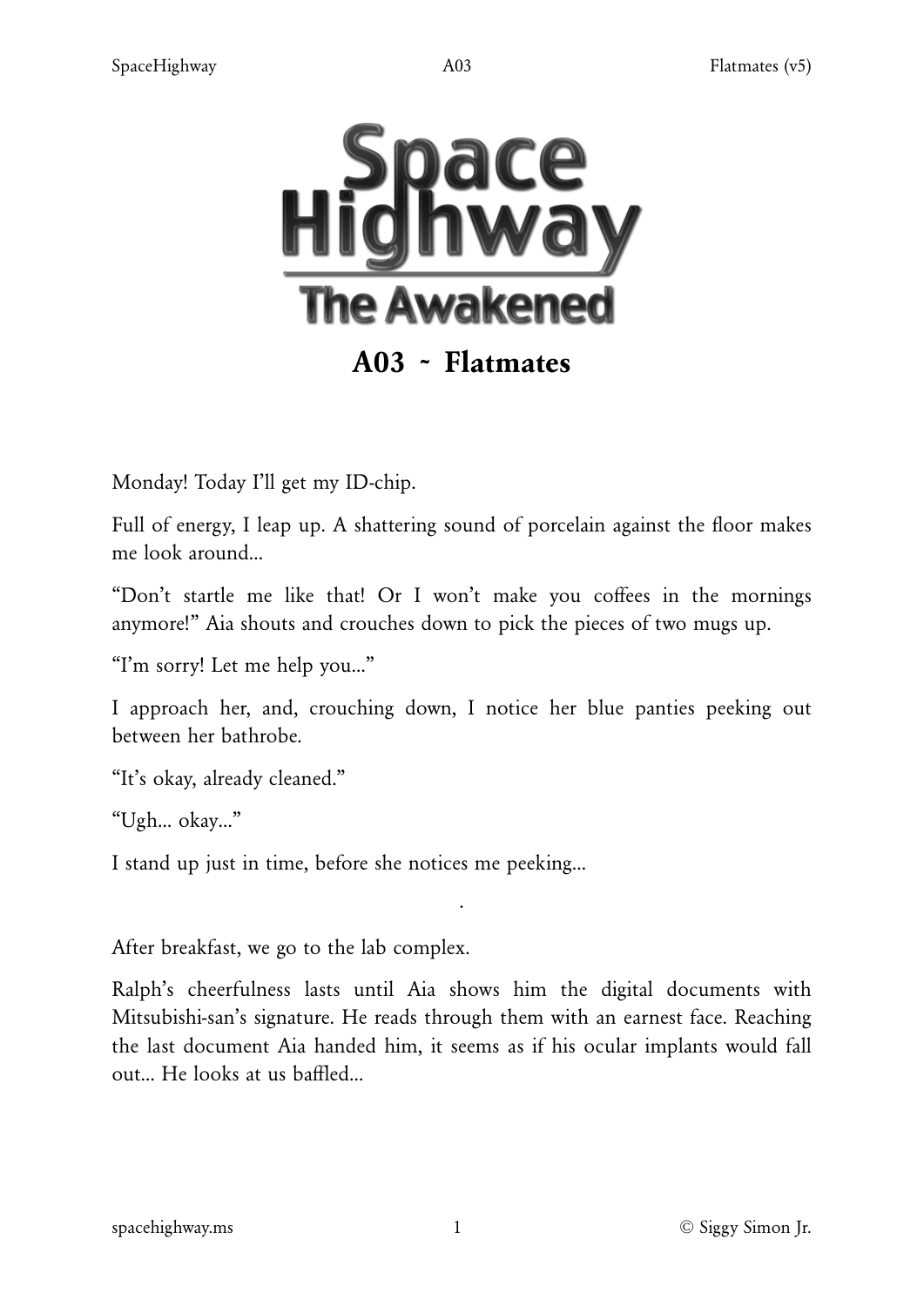# Space Highway
## The Awakened

## A03 ~ Flatmates

Monday! Today I'll get my ID-chip.

Full of energy, I leap up. A shattering sound of porcelain against the floor makes me look around...

"Don't startle me like that! Or I won't make you coffees in the mornings anymore!" Aia shouts and crouches down to pick the pieces of two mugs up.

"I'm sorry! Let me help you..."

I approach her, and, crouching down, I notice her blue panties peeking out between her bathrobe.

"It's okay, already cleaned."

"Ugh... okay..."

I stand up just in time, before she notices me peeking...

.

After breakfast, we go to the lab complex.

Ralph's cheerfulness lasts until Aia shows him the digital documents with Mitsubishi-san's signature. He reads through them with an earnest face. Reaching the last document Aia handed him, it seems as if his ocular implants would fall out... He looks at us baffled...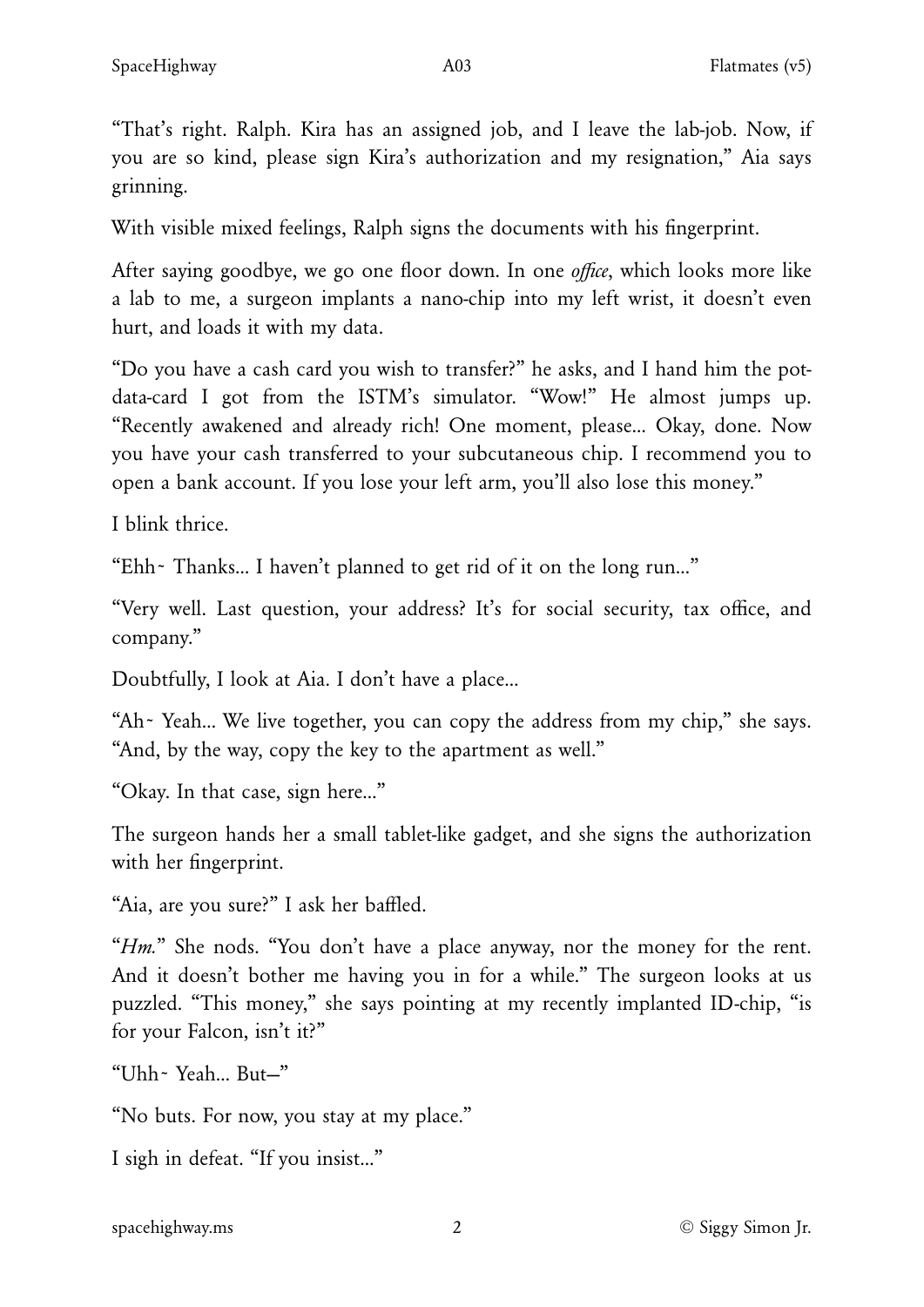"That's right. Ralph. Kira has an assigned job, and I leave the lab-job. Now, if you are so kind, please sign Kira's authorization and my resignation," Aia says grinning.

With visible mixed feelings, Ralph signs the documents with his fingerprint.

After saying goodbye, we go one floor down. In one *office*, which looks more like a lab to me, a surgeon implants a nano-chip into my left wrist, it doesn't even hurt, and loads it with my data.

"Do you have a cash card you wish to transfer?" he asks, and I hand him the pot-data-card I got from the ISTM's simulator. "Wow!" He almost jumps up. "Recently awakened and already rich! One moment, please... Okay, done. Now you have your cash transferred to your subcutaneous chip. I recommend you to open a bank account. If you lose your left arm, you'll also lose this money."

I blink thrice.

"Ehh~ Thanks... I haven't planned to get rid of it on the long run..."

"Very well. Last question, your address? It's for social security, tax office, and company."

Doubtfully, I look at Aia. I don't have a place...

"Ah~ Yeah... We live together, you can copy the address from my chip," she says. "And, by the way, copy the key to the apartment as well."

"Okay. In that case, sign here..."

The surgeon hands her a small tablet-like gadget, and she signs the authorization with her fingerprint.

"Aia, are you sure?" I ask her baffled.

"*Hm.*" She nods. "You don't have a place anyway, nor the money for the rent. And it doesn't bother me having you in for a while." The surgeon looks at us puzzled. "This money," she says pointing at my recently implanted ID-chip, "is for your Falcon, isn't it?"

"Uhh~ Yeah... But—"

"No buts. For now, you stay at my place."

I sigh in defeat. "If you insist..."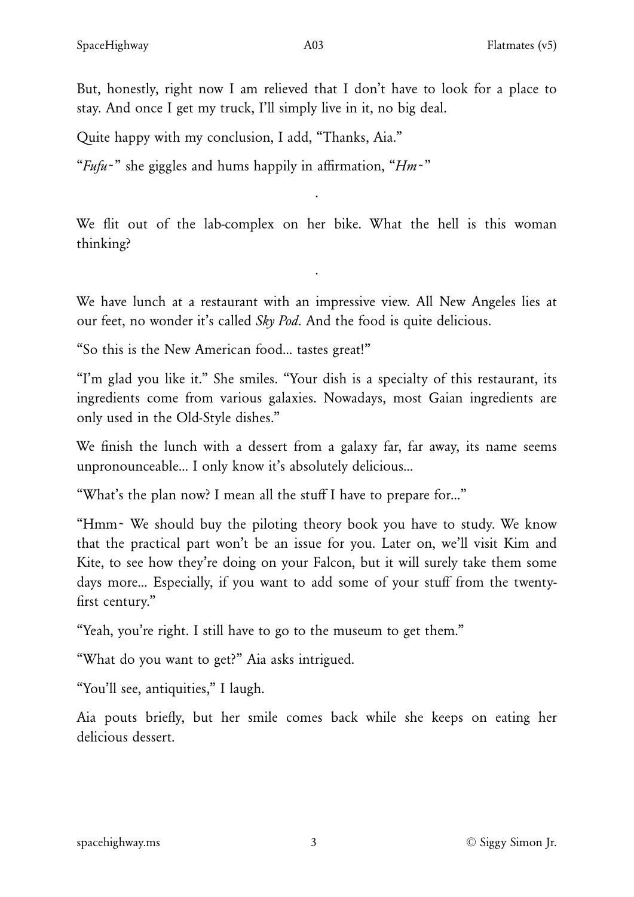But, honestly, right now I am relieved that I don't have to look for a place to stay. And once I get my truck, I'll simply live in it, no big deal.

Quite happy with my conclusion, I add, "Thanks, Aia."

"*Fufu~*" she giggles and hums happily in affirmation, "*Hm~*"

.

We flit out of the lab-complex on her bike. What the hell is this woman thinking?

.

We have lunch at a restaurant with an impressive view. All New Angeles lies at our feet, no wonder it's called *Sky Pod*. And the food is quite delicious.

"So this is the New American food... tastes great!"

"I'm glad you like it." She smiles. "Your dish is a specialty of this restaurant, its ingredients come from various galaxies. Nowadays, most Gaian ingredients are only used in the Old-Style dishes."

We finish the lunch with a dessert from a galaxy far, far away, its name seems unpronounceable... I only know it's absolutely delicious...

"What's the plan now? I mean all the stuff I have to prepare for..."

"Hmm~ We should buy the piloting theory book you have to study. We know that the practical part won't be an issue for you. Later on, we'll visit Kim and Kite, to see how they're doing on your Falcon, but it will surely take them some days more... Especially, if you want to add some of your stuff from the twenty-first century."

"Yeah, you're right. I still have to go to the museum to get them."

"What do you want to get?" Aia asks intrigued.

"You'll see, antiquities," I laugh.

Aia pouts briefly, but her smile comes back while she keeps on eating her delicious dessert.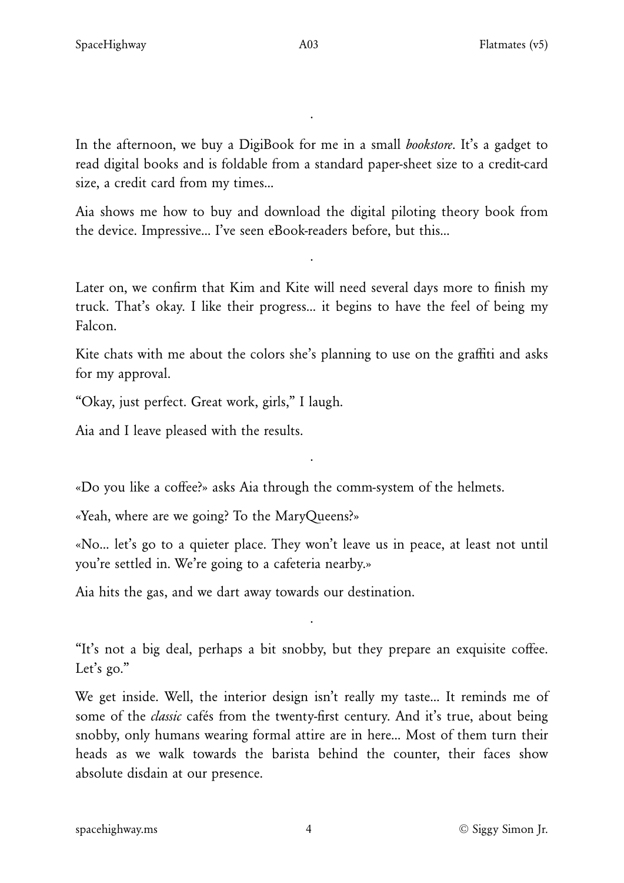.

In the afternoon, we buy a DigiBook for me in a small *bookstore*. It's a gadget to read digital books and is foldable from a standard paper-sheet size to a credit-card size, a credit card from my times...

Aia shows me how to buy and download the digital piloting theory book from the device. Impressive... I've seen eBook-readers before, but this...

.

Later on, we confirm that Kim and Kite will need several days more to finish my truck. That's okay. I like their progress... it begins to have the feel of being my Falcon.

Kite chats with me about the colors she's planning to use on the graffiti and asks for my approval.

"Okay, just perfect. Great work, girls," I laugh.

Aia and I leave pleased with the results.

.

«Do you like a coffee?» asks Aia through the comm-system of the helmets.

«Yeah, where are we going? To the MaryQueens?»

«No... let's go to a quieter place. They won't leave us in peace, at least not until you're settled in. We're going to a cafeteria nearby.»

Aia hits the gas, and we dart away towards our destination.

.

"It's not a big deal, perhaps a bit snobby, but they prepare an exquisite coffee. Let's go."

We get inside. Well, the interior design isn't really my taste... It reminds me of some of the *classic* cafés from the twenty-first century. And it's true, about being snobby, only humans wearing formal attire are in here... Most of them turn their heads as we walk towards the barista behind the counter, their faces show absolute disdain at our presence.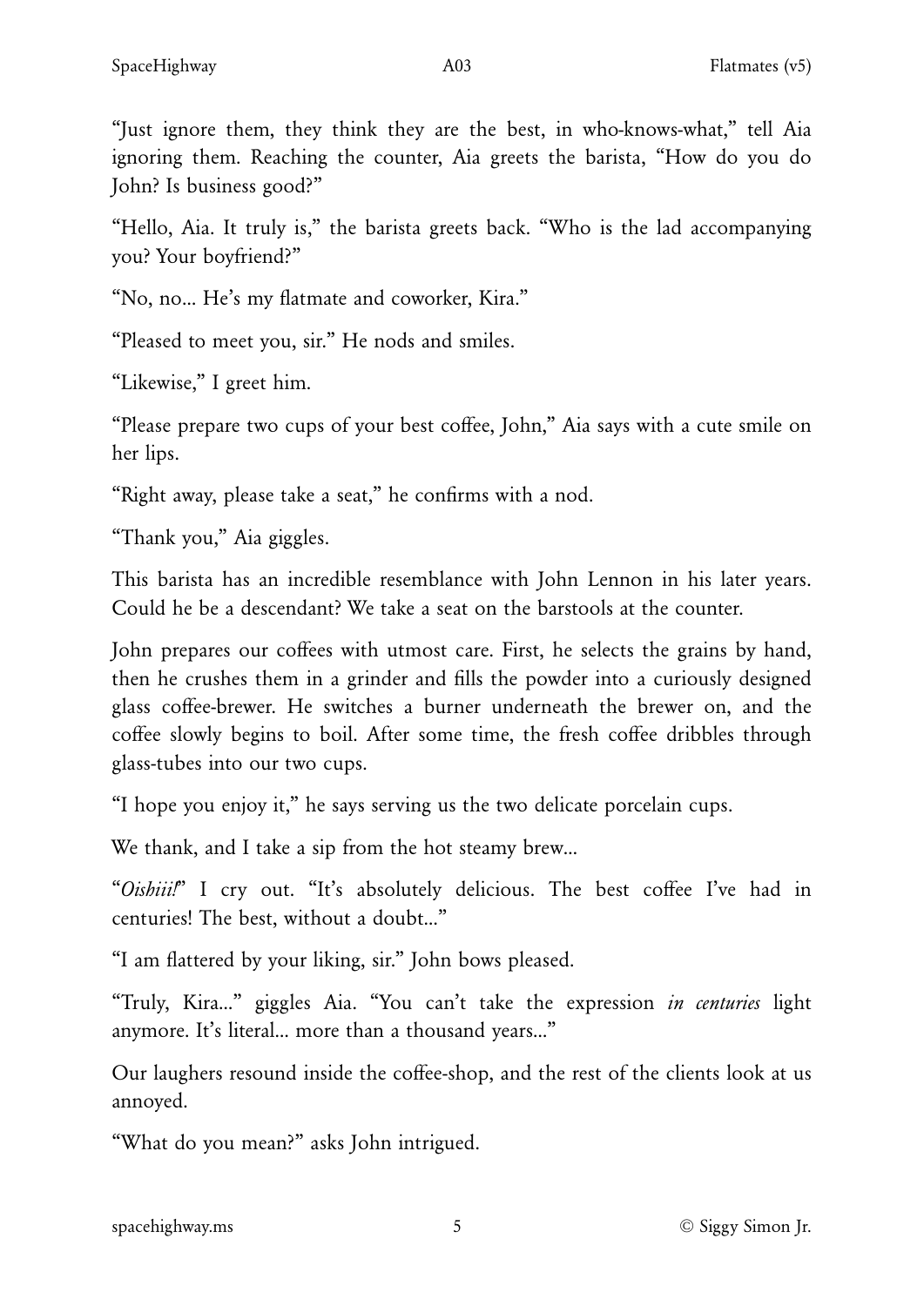"Just ignore them, they think they are the best, in who-knows-what," tell Aia ignoring them. Reaching the counter, Aia greets the barista, "How do you do John? Is business good?"

"Hello, Aia. It truly is," the barista greets back. "Who is the lad accompanying you? Your boyfriend?"

"No, no... He's my flatmate and coworker, Kira."

"Pleased to meet you, sir." He nods and smiles.

"Likewise," I greet him.

"Please prepare two cups of your best coffee, John," Aia says with a cute smile on her lips.

"Right away, please take a seat," he confirms with a nod.

"Thank you," Aia giggles.

This barista has an incredible resemblance with John Lennon in his later years. Could he be a descendant? We take a seat on the barstools at the counter.

John prepares our coffees with utmost care. First, he selects the grains by hand, then he crushes them in a grinder and fills the powder into a curiously designed glass coffee-brewer. He switches a burner underneath the brewer on, and the coffee slowly begins to boil. After some time, the fresh coffee dribbles through glass-tubes into our two cups.

"I hope you enjoy it," he says serving us the two delicate porcelain cups.

We thank, and I take a sip from the hot steamy brew...

"*Oishiii!*" I cry out. "It's absolutely delicious. The best coffee I've had in centuries! The best, without a doubt..."

"I am flattered by your liking, sir." John bows pleased.

"Truly, Kira..." giggles Aia. "You can't take the expression *in centuries* light anymore. It's literal... more than a thousand years..."

Our laughers resound inside the coffee-shop, and the rest of the clients look at us annoyed.

"What do you mean?" asks John intrigued.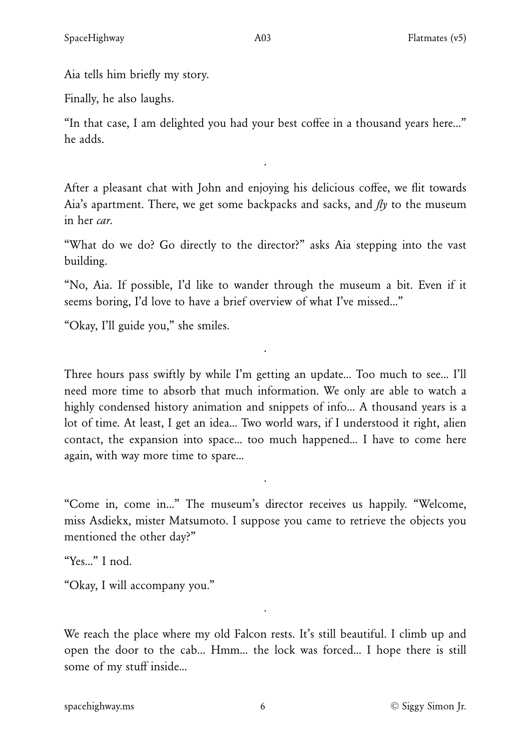Aia tells him briefly my story.

Finally, he also laughs.

"In that case, I am delighted you had your best coffee in a thousand years here..." he adds.

.

After a pleasant chat with John and enjoying his delicious coffee, we flit towards Aia's apartment. There, we get some backpacks and sacks, and *fly* to the museum in her *car*.

"What do we do? Go directly to the director?" asks Aia stepping into the vast building.

"No, Aia. If possible, I'd like to wander through the museum a bit. Even if it seems boring, I'd love to have a brief overview of what I've missed..."

"Okay, I'll guide you," she smiles.

.

Three hours pass swiftly by while I'm getting an update... Too much to see... I'll need more time to absorb that much information. We only are able to watch a highly condensed history animation and snippets of info... A thousand years is a lot of time. At least, I get an idea... Two world wars, if I understood it right, alien contact, the expansion into space... too much happened... I have to come here again, with way more time to spare...

.

"Come in, come in..." The museum's director receives us happily. "Welcome, miss Asdiekx, mister Matsumoto. I suppose you came to retrieve the objects you mentioned the other day?"

"Yes..." I nod.

"Okay, I will accompany you."

.

We reach the place where my old Falcon rests. It's still beautiful. I climb up and open the door to the cab... Hmm... the lock was forced... I hope there is still some of my stuff inside...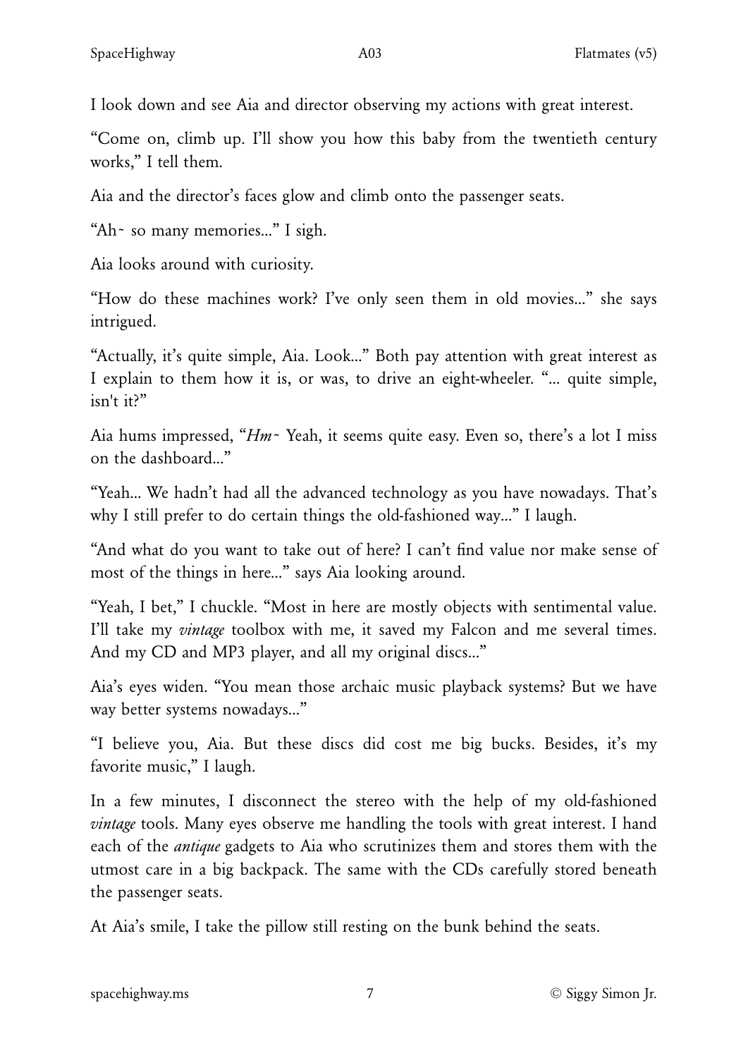I look down and see Aia and director observing my actions with great interest.

"Come on, climb up. I'll show you how this baby from the twentieth century works," I tell them.

Aia and the director's faces glow and climb onto the passenger seats.

"Ah~ so many memories..." I sigh.

Aia looks around with curiosity.

"How do these machines work? I've only seen them in old movies..." she says intrigued.

"Actually, it's quite simple, Aia. Look..." Both pay attention with great interest as I explain to them how it is, or was, to drive an eight-wheeler. "... quite simple, isn't it?"

Aia hums impressed, "*Hm~* Yeah, it seems quite easy. Even so, there's a lot I miss on the dashboard..."

"Yeah... We hadn't had all the advanced technology as you have nowadays. That's why I still prefer to do certain things the old-fashioned way..." I laugh.

"And what do you want to take out of here? I can't find value nor make sense of most of the things in here..." says Aia looking around.

"Yeah, I bet," I chuckle. "Most in here are mostly objects with sentimental value. I'll take my *vintage* toolbox with me, it saved my Falcon and me several times. And my CD and MP3 player, and all my original discs..."

Aia's eyes widen. "You mean those archaic music playback systems? But we have way better systems nowadays..."

"I believe you, Aia. But these discs did cost me big bucks. Besides, it's my favorite music," I laugh.

In a few minutes, I disconnect the stereo with the help of my old-fashioned *vintage* tools. Many eyes observe me handling the tools with great interest. I hand each of the *antique* gadgets to Aia who scrutinizes them and stores them with the utmost care in a big backpack. The same with the CDs carefully stored beneath the passenger seats.

At Aia's smile, I take the pillow still resting on the bunk behind the seats.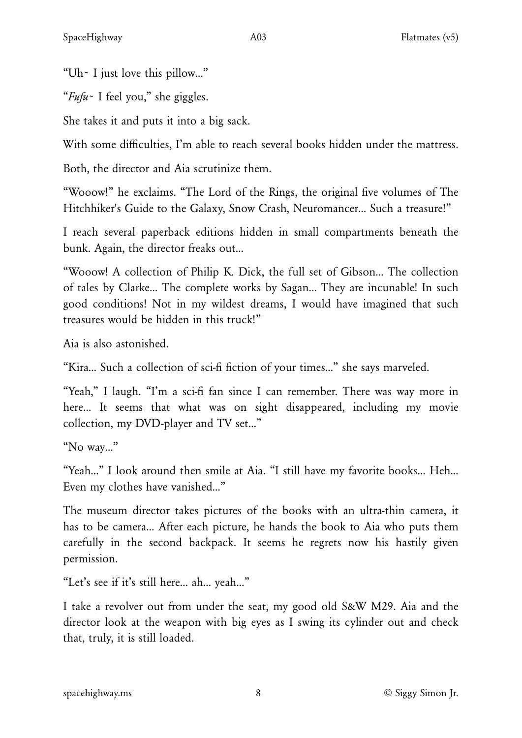"Uh~ I just love this pillow..."

"*Fufu~* I feel you," she giggles.

She takes it and puts it into a big sack.

With some difficulties, I'm able to reach several books hidden under the mattress.

Both, the director and Aia scrutinize them.

"Wooow!" he exclaims. "The Lord of the Rings, the original five volumes of The Hitchhiker's Guide to the Galaxy, Snow Crash, Neuromancer... Such a treasure!"

I reach several paperback editions hidden in small compartments beneath the bunk. Again, the director freaks out...

"Wooow! A collection of Philip K. Dick, the full set of Gibson... The collection of tales by Clarke... The complete works by Sagan... They are incunable! In such good conditions! Not in my wildest dreams, I would have imagined that such treasures would be hidden in this truck!"

Aia is also astonished.

"Kira... Such a collection of sci-fi fiction of your times..." she says marveled.

"Yeah," I laugh. "I'm a sci-fi fan since I can remember. There was way more in here... It seems that what was on sight disappeared, including my movie collection, my DVD-player and TV set..."

"No way..."

"Yeah..." I look around then smile at Aia. "I still have my favorite books... Heh... Even my clothes have vanished..."

The museum director takes pictures of the books with an ultra-thin camera, it has to be camera... After each picture, he hands the book to Aia who puts them carefully in the second backpack. It seems he regrets now his hastily given permission.

"Let's see if it's still here... ah... yeah..."

I take a revolver out from under the seat, my good old S&W M29. Aia and the director look at the weapon with big eyes as I swing its cylinder out and check that, truly, it is still loaded.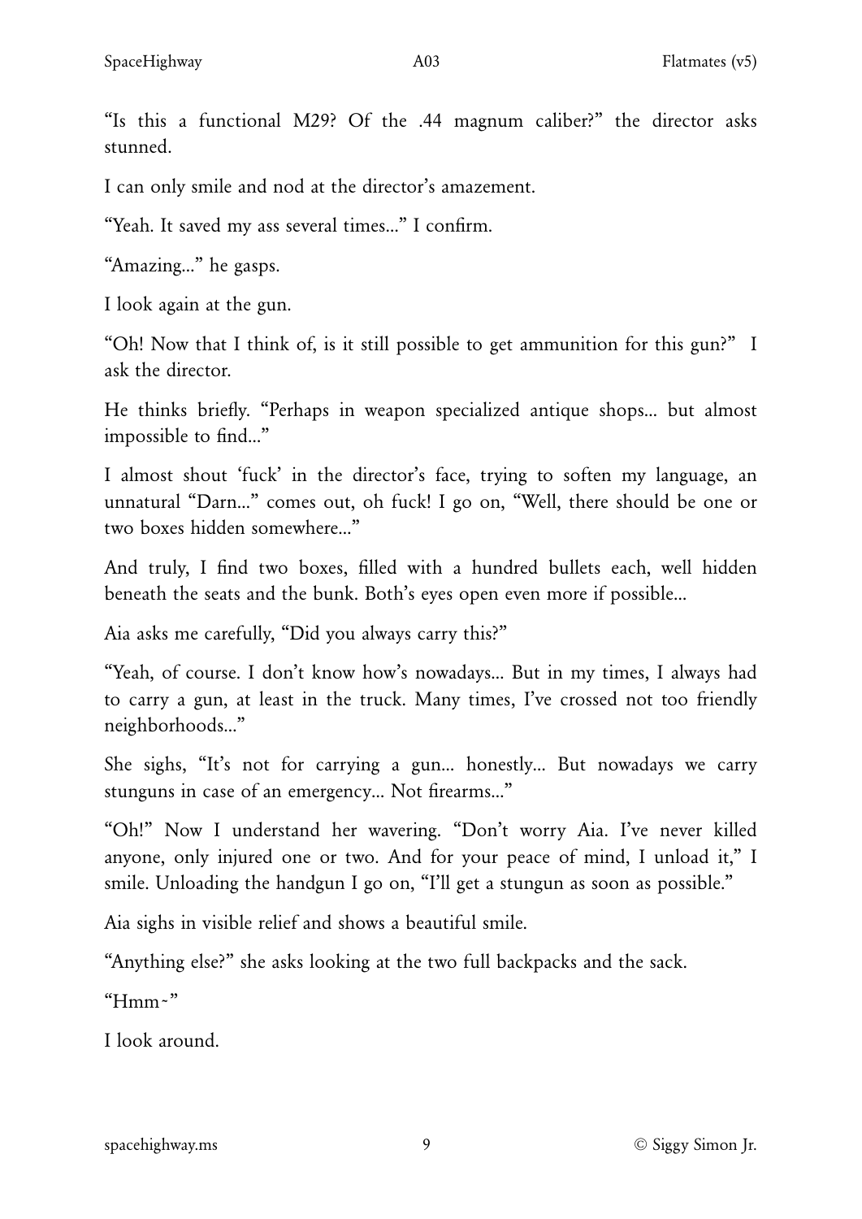"Is this a functional M29? Of the .44 magnum caliber?" the director asks stunned.

I can only smile and nod at the director's amazement.

"Yeah. It saved my ass several times..." I confirm.

"Amazing..." he gasps.

I look again at the gun.

"Oh! Now that I think of, is it still possible to get ammunition for this gun?" I ask the director.

He thinks briefly. "Perhaps in weapon specialized antique shops... but almost impossible to find..."

I almost shout 'fuck' in the director's face, trying to soften my language, an unnatural "Darn..." comes out, oh fuck! I go on, "Well, there should be one or two boxes hidden somewhere..."

And truly, I find two boxes, filled with a hundred bullets each, well hidden beneath the seats and the bunk. Both's eyes open even more if possible...

Aia asks me carefully, "Did you always carry this?"

"Yeah, of course. I don't know how's nowadays... But in my times, I always had to carry a gun, at least in the truck. Many times, I've crossed not too friendly neighborhoods..."

She sighs, "It's not for carrying a gun... honestly... But nowadays we carry stunguns in case of an emergency... Not firearms..."

"Oh!" Now I understand her wavering. "Don't worry Aia. I've never killed anyone, only injured one or two. And for your peace of mind, I unload it," I smile. Unloading the handgun I go on, "I'll get a stungun as soon as possible."

Aia sighs in visible relief and shows a beautiful smile.

"Anything else?" she asks looking at the two full backpacks and the sack.

"Hmm~"

I look around.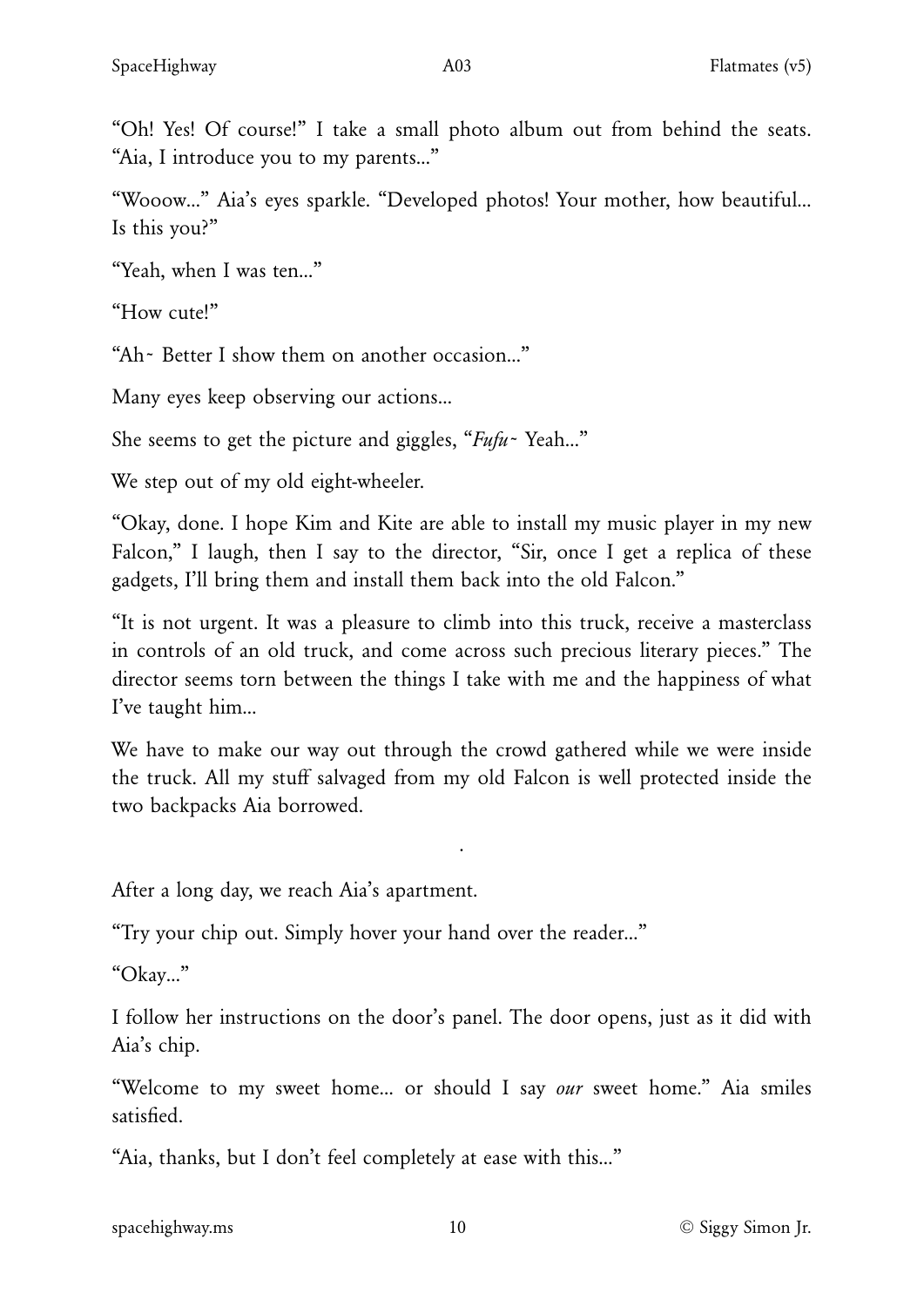"Oh! Yes! Of course!" I take a small photo album out from behind the seats. "Aia, I introduce you to my parents..."

"Wooow..." Aia's eyes sparkle. "Developed photos! Your mother, how beautiful... Is this you?"

"Yeah, when I was ten..."

"How cute!"

"Ah~ Better I show them on another occasion..."

Many eyes keep observing our actions...

She seems to get the picture and giggles, "*Fufu*~ Yeah..."

We step out of my old eight-wheeler.

"Okay, done. I hope Kim and Kite are able to install my music player in my new Falcon," I laugh, then I say to the director, "Sir, once I get a replica of these gadgets, I'll bring them and install them back into the old Falcon."

"It is not urgent. It was a pleasure to climb into this truck, receive a masterclass in controls of an old truck, and come across such precious literary pieces." The director seems torn between the things I take with me and the happiness of what I've taught him...

We have to make our way out through the crowd gathered while we were inside the truck. All my stuff salvaged from my old Falcon is well protected inside the two backpacks Aia borrowed.

·

After a long day, we reach Aia's apartment.

"Try your chip out. Simply hover your hand over the reader..."

"Okay..."

I follow her instructions on the door's panel. The door opens, just as it did with Aia's chip.

"Welcome to my sweet home... or should I say *our* sweet home." Aia smiles satisfied.

"Aia, thanks, but I don't feel completely at ease with this..."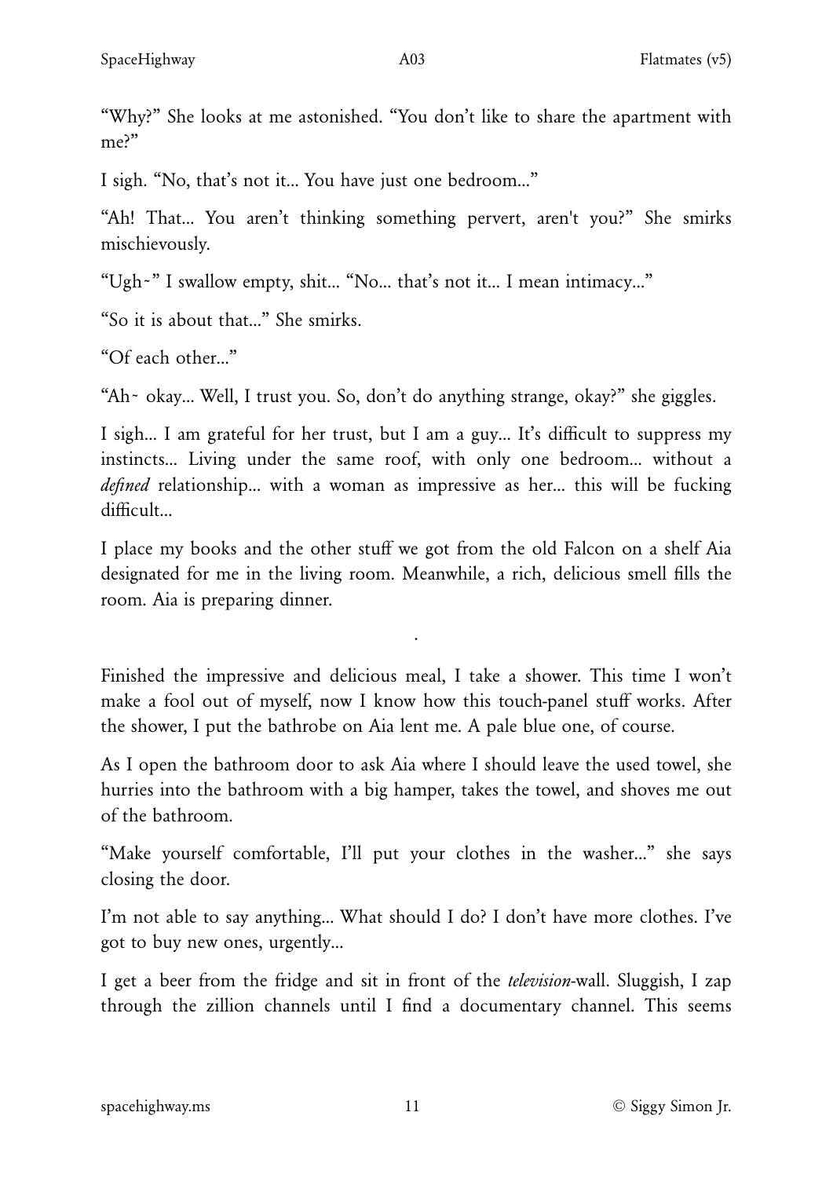"Why?" She looks at me astonished. "You don't like to share the apartment with me?"

I sigh. "No, that's not it... You have just one bedroom..."

"Ah! That... You aren't thinking something pervert, aren't you?" She smirks mischievously.

"Ugh~" I swallow empty, shit... "No... that's not it... I mean intimacy..."

"So it is about that..." She smirks.

"Of each other..."

"Ah~ okay... Well, I trust you. So, don't do anything strange, okay?" she giggles.

I sigh... I am grateful for her trust, but I am a guy... It's difficult to suppress my instincts... Living under the same roof, with only one bedroom... without a *defined* relationship... with a woman as impressive as her... this will be fucking difficult...

I place my books and the other stuff we got from the old Falcon on a shelf Aia designated for me in the living room. Meanwhile, a rich, delicious smell fills the room. Aia is preparing dinner.

·

Finished the impressive and delicious meal, I take a shower. This time I won't make a fool out of myself, now I know how this touch-panel stuff works. After the shower, I put the bathrobe on Aia lent me. A pale blue one, of course.

As I open the bathroom door to ask Aia where I should leave the used towel, she hurries into the bathroom with a big hamper, takes the towel, and shoves me out of the bathroom.

"Make yourself comfortable, I'll put your clothes in the washer..." she says closing the door.

I'm not able to say anything... What should I do? I don't have more clothes. I've got to buy new ones, urgently...

I get a beer from the fridge and sit in front of the *television*-wall. Sluggish, I zap through the zillion channels until I find a documentary channel. This seems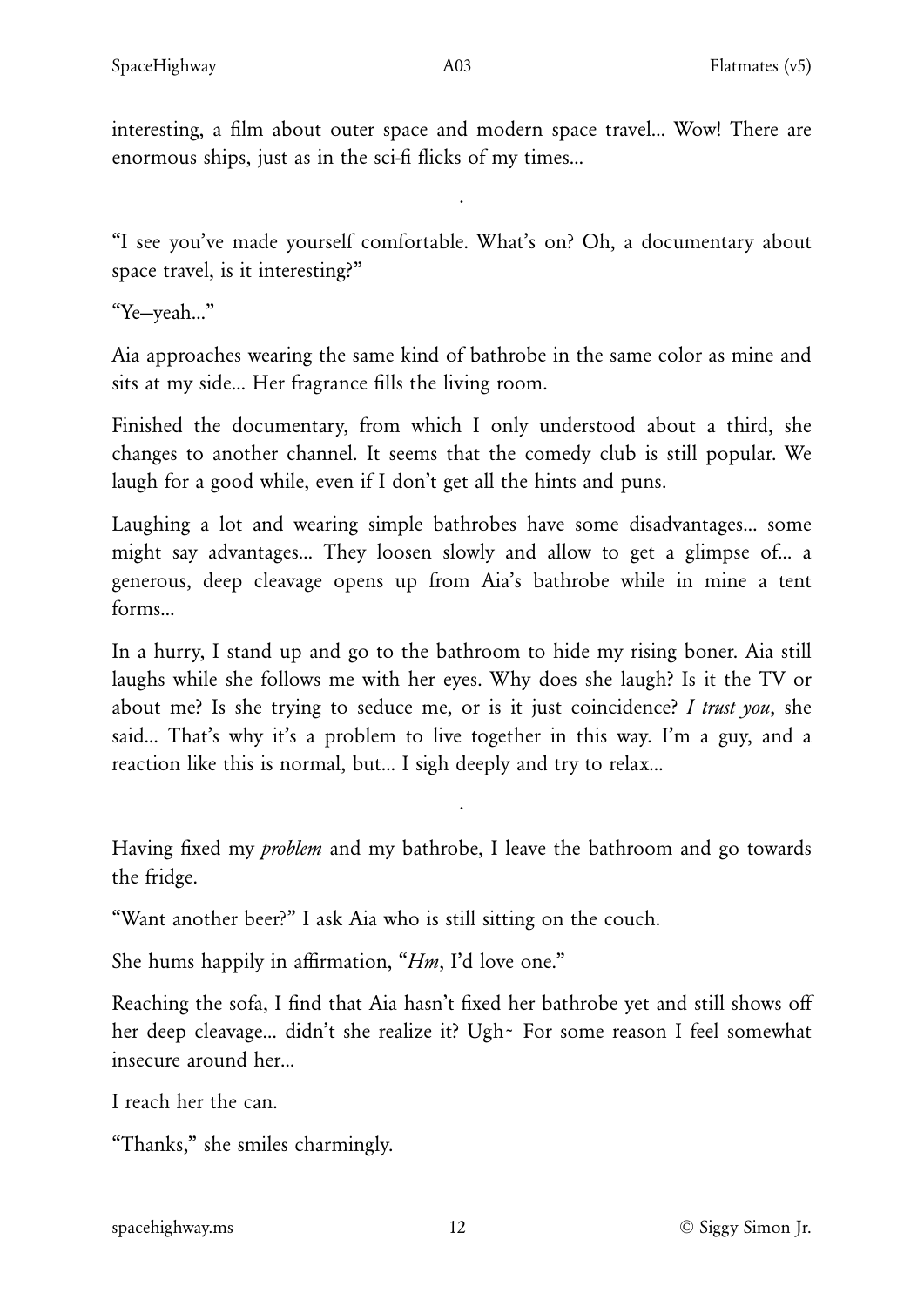interesting, a film about outer space and modern space travel... Wow! There are enormous ships, just as in the sci-fi flicks of my times...

.

"I see you've made yourself comfortable. What's on? Oh, a documentary about space travel, is it interesting?"

"Ye—yeah..."

Aia approaches wearing the same kind of bathrobe in the same color as mine and sits at my side... Her fragrance fills the living room.

Finished the documentary, from which I only understood about a third, she changes to another channel. It seems that the comedy club is still popular. We laugh for a good while, even if I don't get all the hints and puns.

Laughing a lot and wearing simple bathrobes have some disadvantages... some might say advantages... They loosen slowly and allow to get a glimpse of... a generous, deep cleavage opens up from Aia's bathrobe while in mine a tent forms...

In a hurry, I stand up and go to the bathroom to hide my rising boner. Aia still laughs while she follows me with her eyes. Why does she laugh? Is it the TV or about me? Is she trying to seduce me, or is it just coincidence? *I trust you*, she said... That's why it's a problem to live together in this way. I'm a guy, and a reaction like this is normal, but... I sigh deeply and try to relax...

.

Having fixed my *problem* and my bathrobe, I leave the bathroom and go towards the fridge.

"Want another beer?" I ask Aia who is still sitting on the couch.

She hums happily in affirmation, "*Hm*, I'd love one."

Reaching the sofa, I find that Aia hasn't fixed her bathrobe yet and still shows off her deep cleavage... didn't she realize it? Ugh~ For some reason I feel somewhat insecure around her...

I reach her the can.

"Thanks," she smiles charmingly.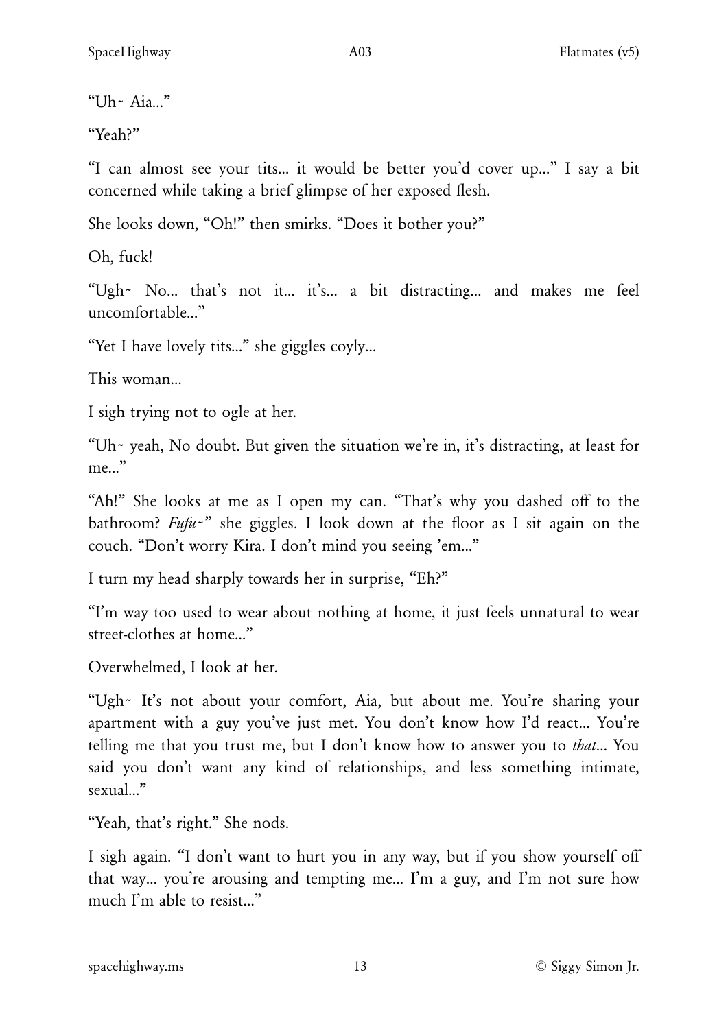"Uh~ Aia..."

"Yeah?"

"I can almost see your tits... it would be better you'd cover up..." I say a bit concerned while taking a brief glimpse of her exposed flesh.

She looks down, "Oh!" then smirks. "Does it bother you?"

Oh, fuck!

"Ugh~ No... that's not it... it's... a bit distracting... and makes me feel uncomfortable..."

"Yet I have lovely tits..." she giggles coyly...

This woman...

I sigh trying not to ogle at her.

"Uh~ yeah, No doubt. But given the situation we're in, it's distracting, at least for me..."

"Ah!" She looks at me as I open my can. "That's why you dashed off to the bathroom? *Fufu~*" she giggles. I look down at the floor as I sit again on the couch. "Don't worry Kira. I don't mind you seeing 'em..."

I turn my head sharply towards her in surprise, "Eh?"

"I'm way too used to wear about nothing at home, it just feels unnatural to wear street-clothes at home..."

Overwhelmed, I look at her.

"Ugh~ It's not about your comfort, Aia, but about me. You're sharing your apartment with a guy you've just met. You don't know how I'd react... You're telling me that you trust me, but I don't know how to answer you to *that*... You said you don't want any kind of relationships, and less something intimate, sexual..."

"Yeah, that's right." She nods.

I sigh again. "I don't want to hurt you in any way, but if you show yourself off that way... you're arousing and tempting me... I'm a guy, and I'm not sure how much I'm able to resist..."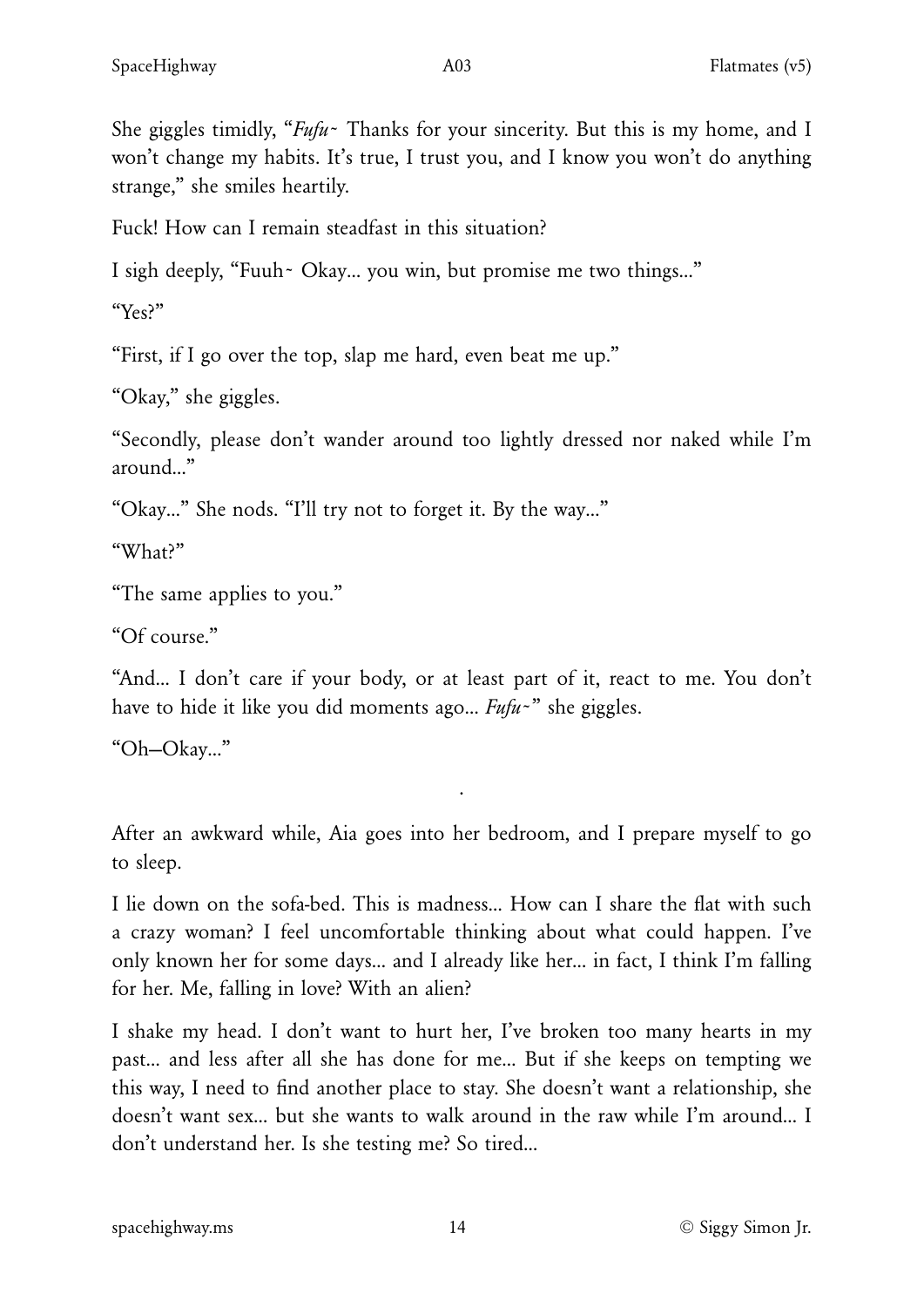She giggles timidly, "*Fufu~* Thanks for your sincerity. But this is my home, and I won't change my habits. It's true, I trust you, and I know you won't do anything strange," she smiles heartily.

Fuck! How can I remain steadfast in this situation?

I sigh deeply, "Fuuh~ Okay... you win, but promise me two things..."

"Yes?"

"First, if I go over the top, slap me hard, even beat me up."

"Okay," she giggles.

"Secondly, please don't wander around too lightly dressed nor naked while I'm around..."

"Okay..." She nods. "I'll try not to forget it. By the way..."

"What?"

"The same applies to you."

"Of course."

"And... I don't care if your body, or at least part of it, react to me. You don't have to hide it like you did moments ago... *Fufu~*" she giggles.

"Oh—Okay..."

.

After an awkward while, Aia goes into her bedroom, and I prepare myself to go to sleep.

I lie down on the sofa-bed. This is madness... How can I share the flat with such a crazy woman? I feel uncomfortable thinking about what could happen. I've only known her for some days... and I already like her... in fact, I think I'm falling for her. Me, falling in love? With an alien?

I shake my head. I don't want to hurt her, I've broken too many hearts in my past... and less after all she has done for me... But if she keeps on tempting we this way, I need to find another place to stay. She doesn't want a relationship, she doesn't want sex... but she wants to walk around in the raw while I'm around... I don't understand her. Is she testing me? So tired...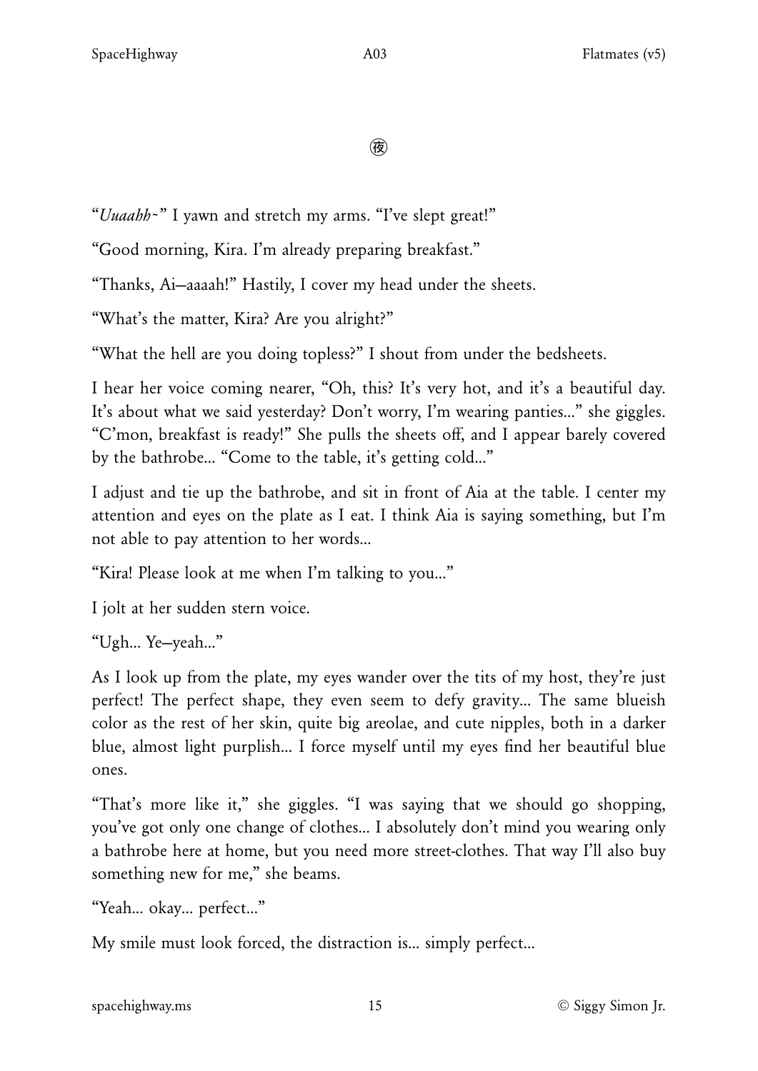㊰

"*Uuaahh~*" I yawn and stretch my arms. "I've slept great!"

"Good morning, Kira. I'm already preparing breakfast."

"Thanks, Ai—aaaah!" Hastily, I cover my head under the sheets.

"What's the matter, Kira? Are you alright?"

"What the hell are you doing topless?" I shout from under the bedsheets.

I hear her voice coming nearer, "Oh, this? It's very hot, and it's a beautiful day. It's about what we said yesterday? Don't worry, I'm wearing panties..." she giggles. "C'mon, breakfast is ready!" She pulls the sheets off, and I appear barely covered by the bathrobe... "Come to the table, it's getting cold..."

I adjust and tie up the bathrobe, and sit in front of Aia at the table. I center my attention and eyes on the plate as I eat. I think Aia is saying something, but I'm not able to pay attention to her words...

"Kira! Please look at me when I'm talking to you..."

I jolt at her sudden stern voice.

"Ugh... Ye—yeah..."

As I look up from the plate, my eyes wander over the tits of my host, they're just perfect! The perfect shape, they even seem to defy gravity... The same blueish color as the rest of her skin, quite big areolae, and cute nipples, both in a darker blue, almost light purplish... I force myself until my eyes find her beautiful blue ones.

"That's more like it," she giggles. "I was saying that we should go shopping, you've got only one change of clothes... I absolutely don't mind you wearing only a bathrobe here at home, but you need more street-clothes. That way I'll also buy something new for me," she beams.

"Yeah... okay... perfect..."

My smile must look forced, the distraction is... simply perfect...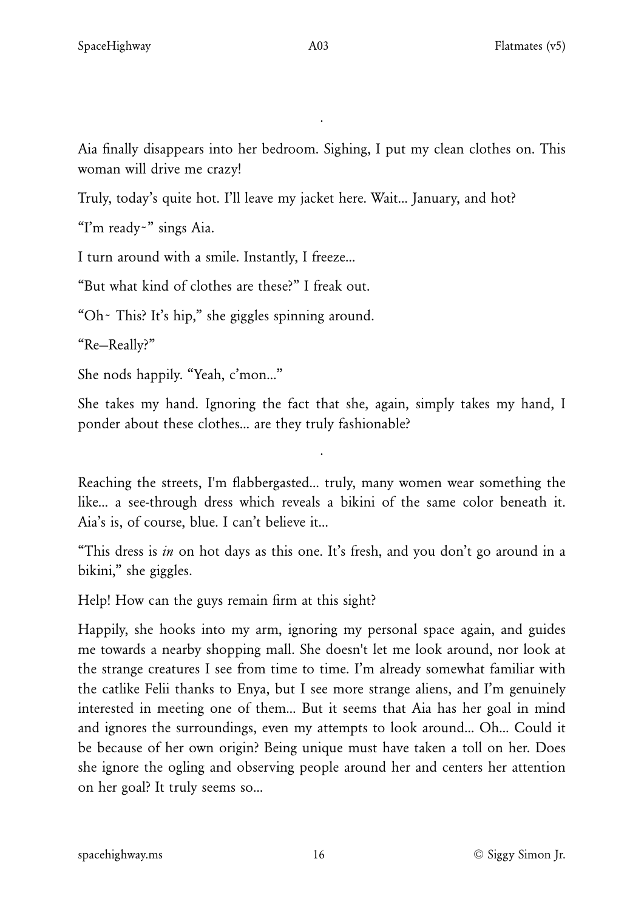.

Aia finally disappears into her bedroom. Sighing, I put my clean clothes on. This woman will drive me crazy!

Truly, today's quite hot. I'll leave my jacket here. Wait... January, and hot?

"I'm ready~" sings Aia.

I turn around with a smile. Instantly, I freeze...

"But what kind of clothes are these?" I freak out.

"Oh~ This? It's hip," she giggles spinning around.

"Re—Really?"

She nods happily. "Yeah, c'mon..."

She takes my hand. Ignoring the fact that she, again, simply takes my hand, I ponder about these clothes... are they truly fashionable?

.

Reaching the streets, I'm flabbergasted... truly, many women wear something the like... a see-through dress which reveals a bikini of the same color beneath it. Aia's is, of course, blue. I can't believe it...

"This dress is *in* on hot days as this one. It's fresh, and you don't go around in a bikini," she giggles.

Help! How can the guys remain firm at this sight?

Happily, she hooks into my arm, ignoring my personal space again, and guides me towards a nearby shopping mall. She doesn't let me look around, nor look at the strange creatures I see from time to time. I'm already somewhat familiar with the catlike Felii thanks to Enya, but I see more strange aliens, and I'm genuinely interested in meeting one of them... But it seems that Aia has her goal in mind and ignores the surroundings, even my attempts to look around... Oh... Could it be because of her own origin? Being unique must have taken a toll on her. Does she ignore the ogling and observing people around her and centers her attention on her goal? It truly seems so...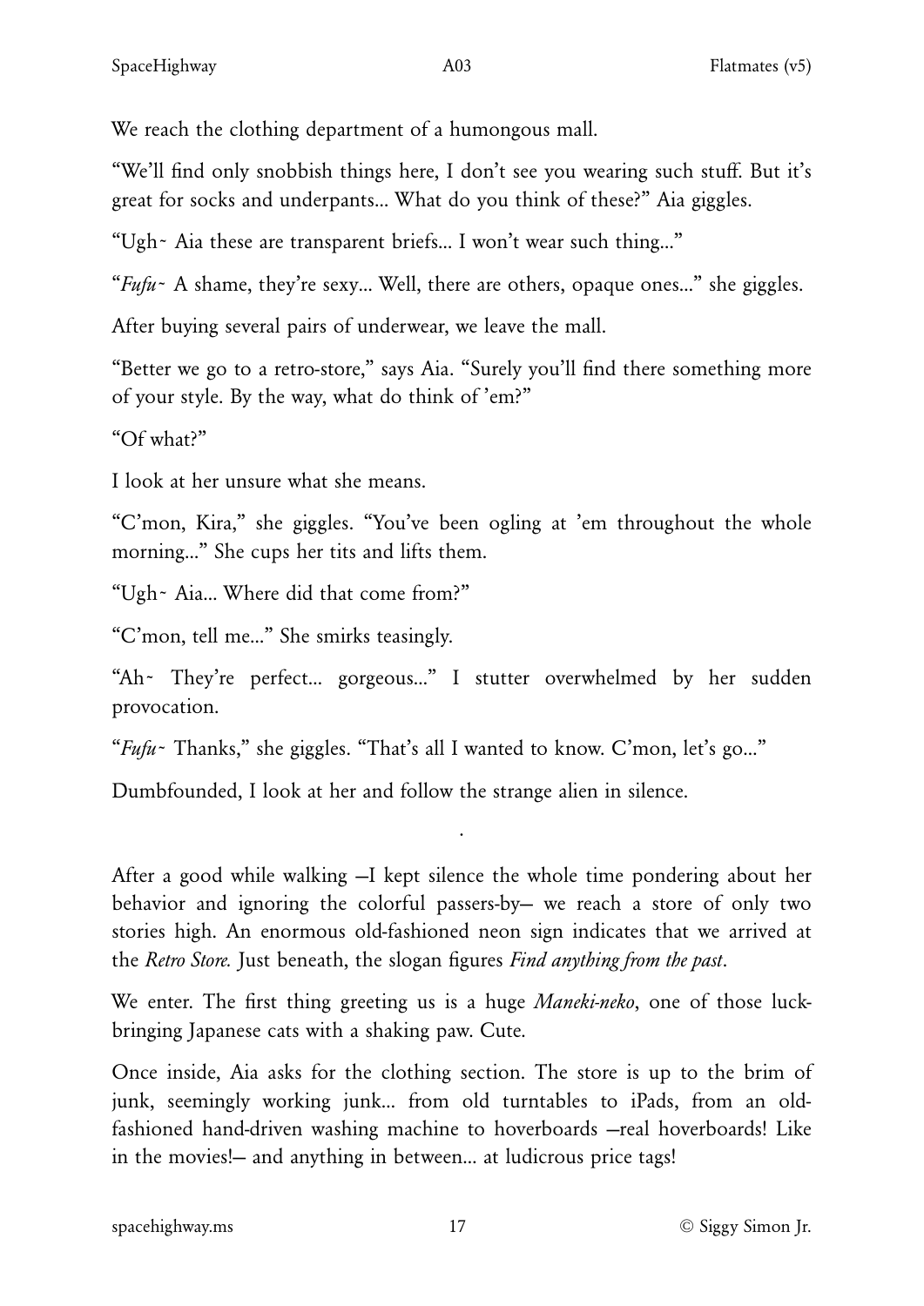We reach the clothing department of a humongous mall.

"We'll find only snobbish things here, I don't see you wearing such stuff. But it's great for socks and underpants... What do you think of these?" Aia giggles.

"Ugh~ Aia these are transparent briefs... I won't wear such thing..."

"*Fufu~* A shame, they're sexy... Well, there are others, opaque ones..." she giggles.

After buying several pairs of underwear, we leave the mall.

"Better we go to a retro-store," says Aia. "Surely you'll find there something more of your style. By the way, what do think of 'em?"

"Of what?"

I look at her unsure what she means.

"C'mon, Kira," she giggles. "You've been ogling at 'em throughout the whole morning..." She cups her tits and lifts them.

"Ugh~ Aia... Where did that come from?"

"C'mon, tell me..." She smirks teasingly.

"Ah~ They're perfect... gorgeous..." I stutter overwhelmed by her sudden provocation.

"*Fufu~* Thanks," she giggles. "That's all I wanted to know. C'mon, let's go..."

Dumbfounded, I look at her and follow the strange alien in silence.

.

After a good while walking —I kept silence the whole time pondering about her behavior and ignoring the colorful passers-by— we reach a store of only two stories high. An enormous old-fashioned neon sign indicates that we arrived at the *Retro Store.* Just beneath, the slogan figures *Find anything from the past*.

We enter. The first thing greeting us is a huge *Maneki-neko*, one of those luck-bringing Japanese cats with a shaking paw. Cute.

Once inside, Aia asks for the clothing section. The store is up to the brim of junk, seemingly working junk... from old turntables to iPads, from an old-fashioned hand-driven washing machine to hoverboards —real hoverboards! Like in the movies!— and anything in between... at ludicrous price tags!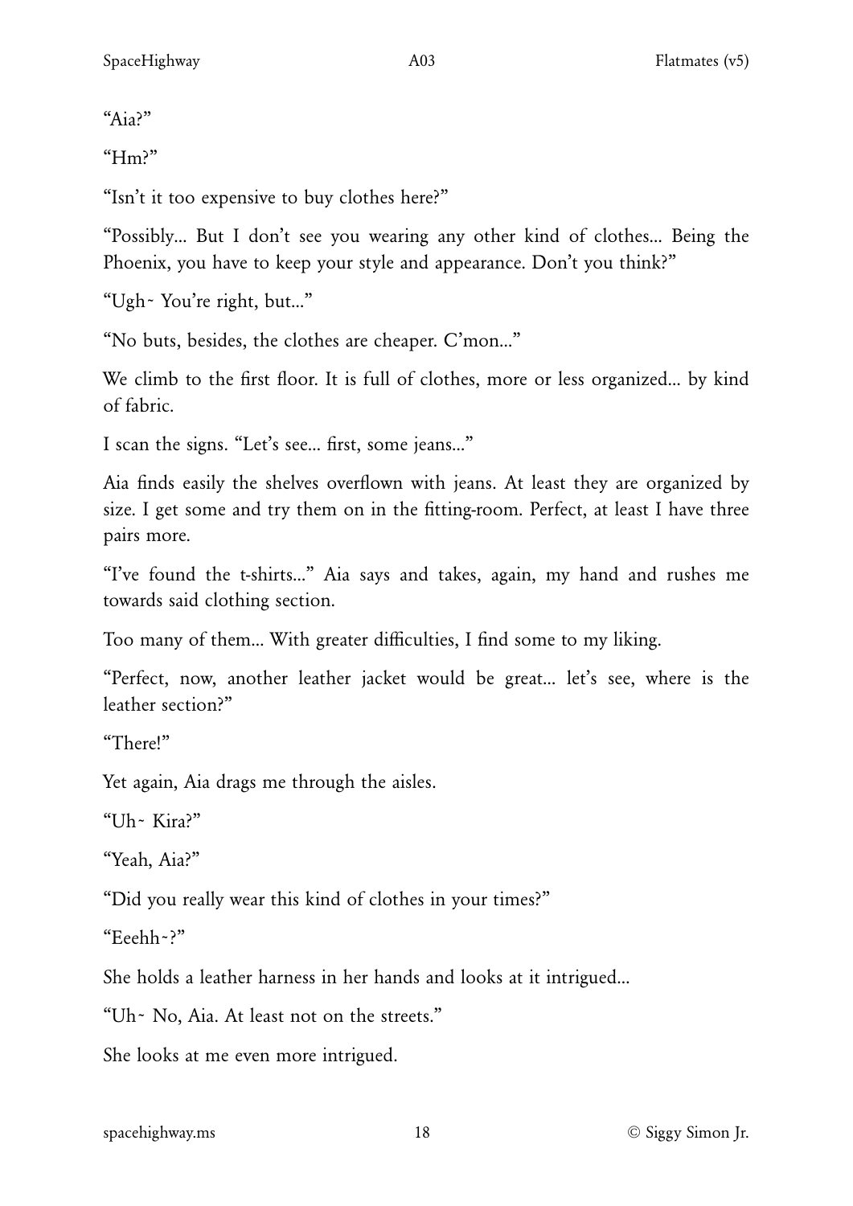"Aia?"

"Hm?"

"Isn't it too expensive to buy clothes here?"

"Possibly... But I don't see you wearing any other kind of clothes... Being the Phoenix, you have to keep your style and appearance. Don't you think?"

"Ugh~ You're right, but..."

"No buts, besides, the clothes are cheaper. C'mon..."

We climb to the first floor. It is full of clothes, more or less organized... by kind of fabric.

I scan the signs. "Let's see... first, some jeans..."

Aia finds easily the shelves overflown with jeans. At least they are organized by size. I get some and try them on in the fitting-room. Perfect, at least I have three pairs more.

"I've found the t-shirts..." Aia says and takes, again, my hand and rushes me towards said clothing section.

Too many of them... With greater difficulties, I find some to my liking.

"Perfect, now, another leather jacket would be great... let's see, where is the leather section?"

"There!"

Yet again, Aia drags me through the aisles.

"Uh~ Kira?"

"Yeah, Aia?"

"Did you really wear this kind of clothes in your times?"

"Eeehh~?"

She holds a leather harness in her hands and looks at it intrigued...

"Uh~ No, Aia. At least not on the streets."

She looks at me even more intrigued.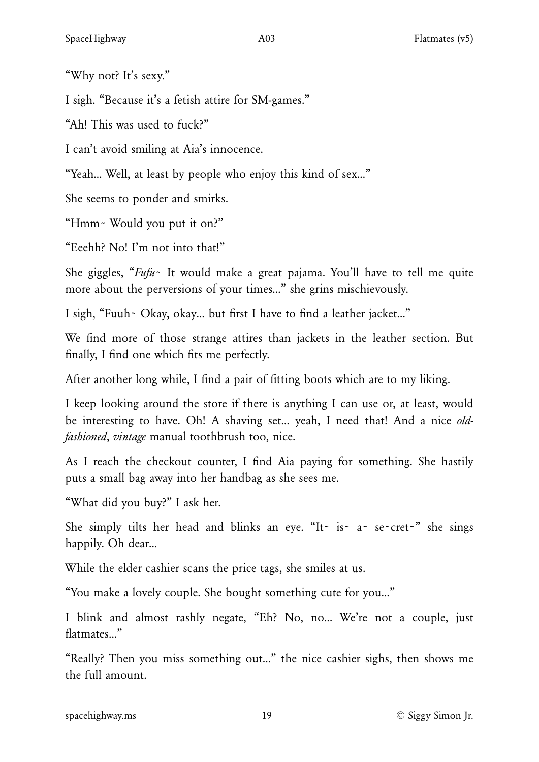"Why not? It's sexy."

I sigh. "Because it's a fetish attire for SM-games."

"Ah! This was used to fuck?"

I can't avoid smiling at Aia's innocence.

"Yeah... Well, at least by people who enjoy this kind of sex..."

She seems to ponder and smirks.

"Hmm~ Would you put it on?"

"Eeehh? No! I'm not into that!"

She giggles, "*Fufu~* It would make a great pajama. You'll have to tell me quite more about the perversions of your times..." she grins mischievously.

I sigh, "Fuuh~ Okay, okay... but first I have to find a leather jacket..."

We find more of those strange attires than jackets in the leather section. But finally, I find one which fits me perfectly.

After another long while, I find a pair of fitting boots which are to my liking.

I keep looking around the store if there is anything I can use or, at least, would be interesting to have. Oh! A shaving set... yeah, I need that! And a nice *old-fashioned*, *vintage* manual toothbrush too, nice.

As I reach the checkout counter, I find Aia paying for something. She hastily puts a small bag away into her handbag as she sees me.

"What did you buy?" I ask her.

She simply tilts her head and blinks an eye. "It~ is~ a~ se~cret~" she sings happily. Oh dear...

While the elder cashier scans the price tags, she smiles at us.

"You make a lovely couple. She bought something cute for you..."

I blink and almost rashly negate, "Eh? No, no... We're not a couple, just flatmates..."

"Really? Then you miss something out..." the nice cashier sighs, then shows me the full amount.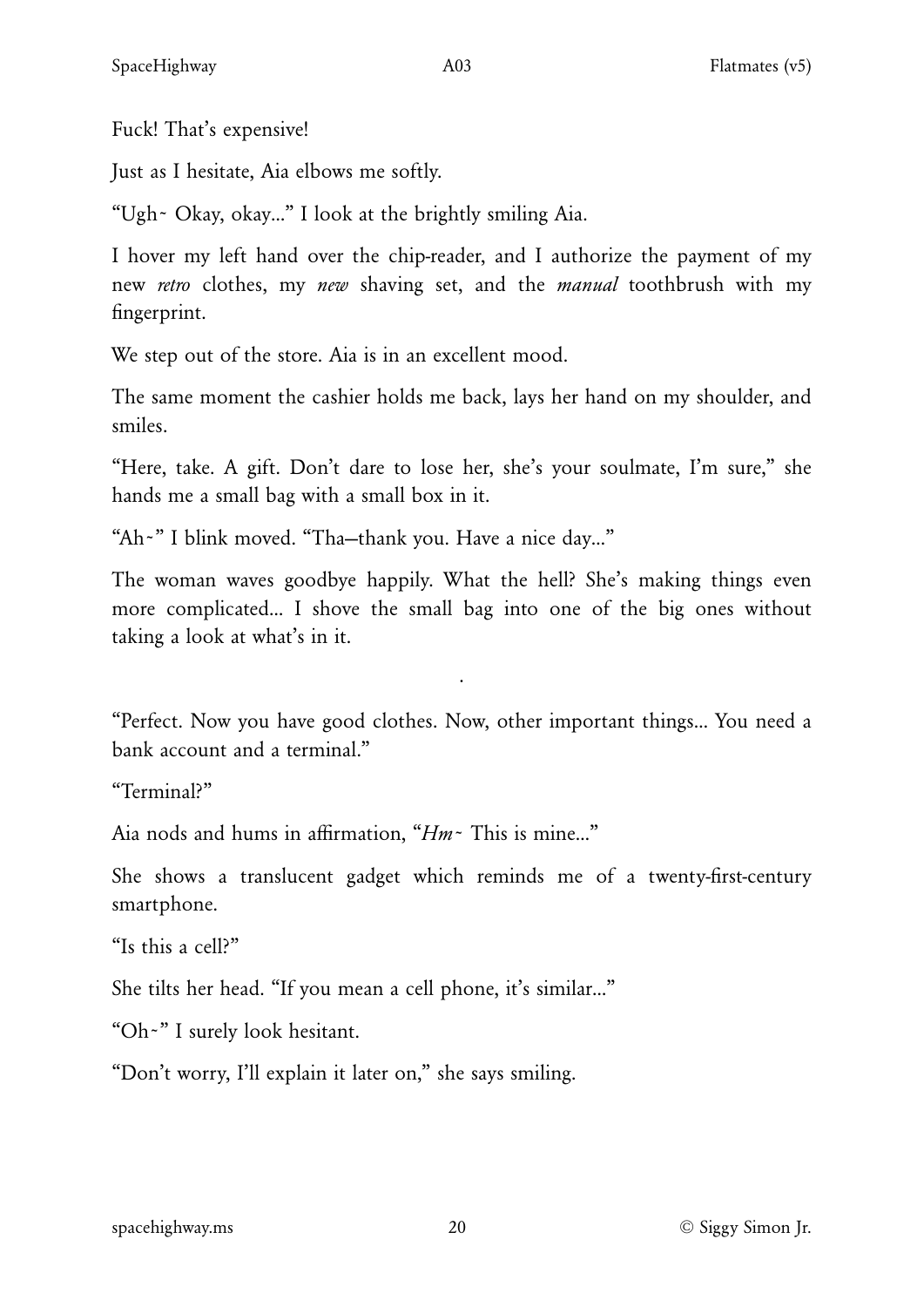Fuck! That's expensive!

Just as I hesitate, Aia elbows me softly.

"Ugh~ Okay, okay..." I look at the brightly smiling Aia.

I hover my left hand over the chip-reader, and I authorize the payment of my new *retro* clothes, my *new* shaving set, and the *manual* toothbrush with my fingerprint.

We step out of the store. Aia is in an excellent mood.

The same moment the cashier holds me back, lays her hand on my shoulder, and smiles.

"Here, take. A gift. Don't dare to lose her, she's your soulmate, I'm sure," she hands me a small bag with a small box in it.

"Ah~" I blink moved. "Tha—thank you. Have a nice day..."

The woman waves goodbye happily. What the hell? She's making things even more complicated... I shove the small bag into one of the big ones without taking a look at what's in it.

.

"Perfect. Now you have good clothes. Now, other important things... You need a bank account and a terminal."

"Terminal?"

Aia nods and hums in affirmation, "*Hm~* This is mine..."

She shows a translucent gadget which reminds me of a twenty-first-century smartphone.

"Is this a cell?"

She tilts her head. "If you mean a cell phone, it's similar..."

"Oh~" I surely look hesitant.

"Don't worry, I'll explain it later on," she says smiling.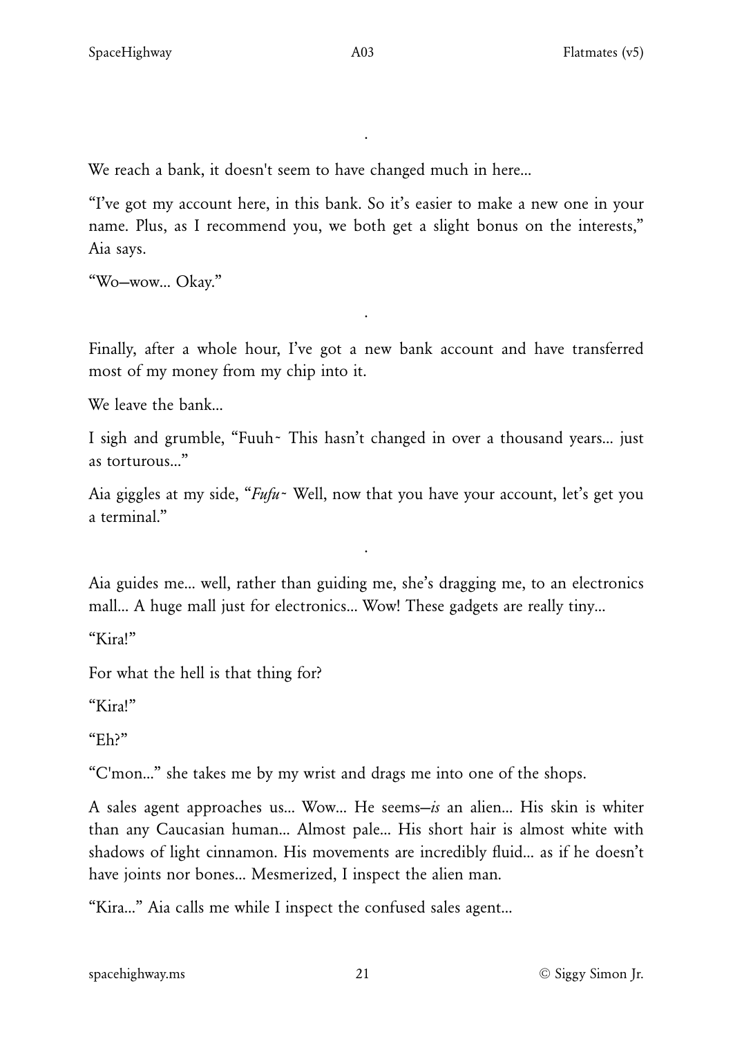.

We reach a bank, it doesn't seem to have changed much in here...

"I've got my account here, in this bank. So it's easier to make a new one in your name. Plus, as I recommend you, we both get a slight bonus on the interests," Aia says.

"Wo—wow... Okay."

.

Finally, after a whole hour, I've got a new bank account and have transferred most of my money from my chip into it.

We leave the bank...

I sigh and grumble, "Fuuh~ This hasn't changed in over a thousand years... just as torturous..."

Aia giggles at my side, "*Fufu~* Well, now that you have your account, let's get you a terminal."

.

Aia guides me... well, rather than guiding me, she's dragging me, to an electronics mall... A huge mall just for electronics... Wow! These gadgets are really tiny...

"Kira!"

For what the hell is that thing for?

"Kira!"

"Eh?"

"C'mon..." she takes me by my wrist and drags me into one of the shops.

A sales agent approaches us... Wow... He seems—*is* an alien... His skin is whiter than any Caucasian human... Almost pale... His short hair is almost white with shadows of light cinnamon. His movements are incredibly fluid... as if he doesn't have joints nor bones... Mesmerized, I inspect the alien man.

"Kira..." Aia calls me while I inspect the confused sales agent...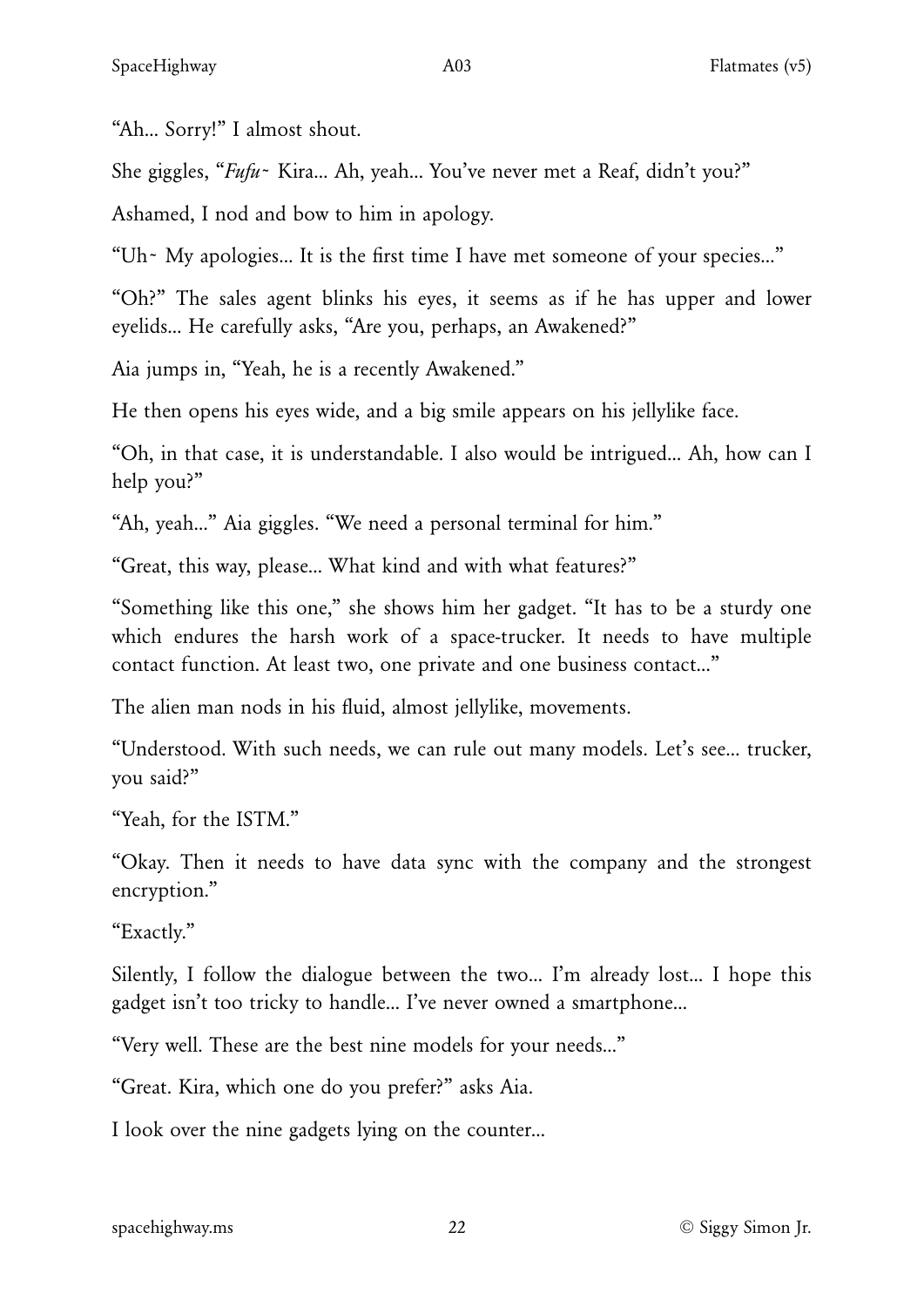"Ah... Sorry!" I almost shout.

She giggles, "*Fufu~* Kira... Ah, yeah... You've never met a Reaf, didn't you?"

Ashamed, I nod and bow to him in apology.

"Uh~ My apologies... It is the first time I have met someone of your species..."

"Oh?" The sales agent blinks his eyes, it seems as if he has upper and lower eyelids... He carefully asks, "Are you, perhaps, an Awakened?"

Aia jumps in, "Yeah, he is a recently Awakened."

He then opens his eyes wide, and a big smile appears on his jellylike face.

"Oh, in that case, it is understandable. I also would be intrigued... Ah, how can I help you?"

"Ah, yeah..." Aia giggles. "We need a personal terminal for him."

"Great, this way, please... What kind and with what features?"

"Something like this one," she shows him her gadget. "It has to be a sturdy one which endures the harsh work of a space-trucker. It needs to have multiple contact function. At least two, one private and one business contact..."

The alien man nods in his fluid, almost jellylike, movements.

"Understood. With such needs, we can rule out many models. Let's see... trucker, you said?"

"Yeah, for the ISTM."

"Okay. Then it needs to have data sync with the company and the strongest encryption."

"Exactly."

Silently, I follow the dialogue between the two... I'm already lost... I hope this gadget isn't too tricky to handle... I've never owned a smartphone...

"Very well. These are the best nine models for your needs..."

"Great. Kira, which one do you prefer?" asks Aia.

I look over the nine gadgets lying on the counter...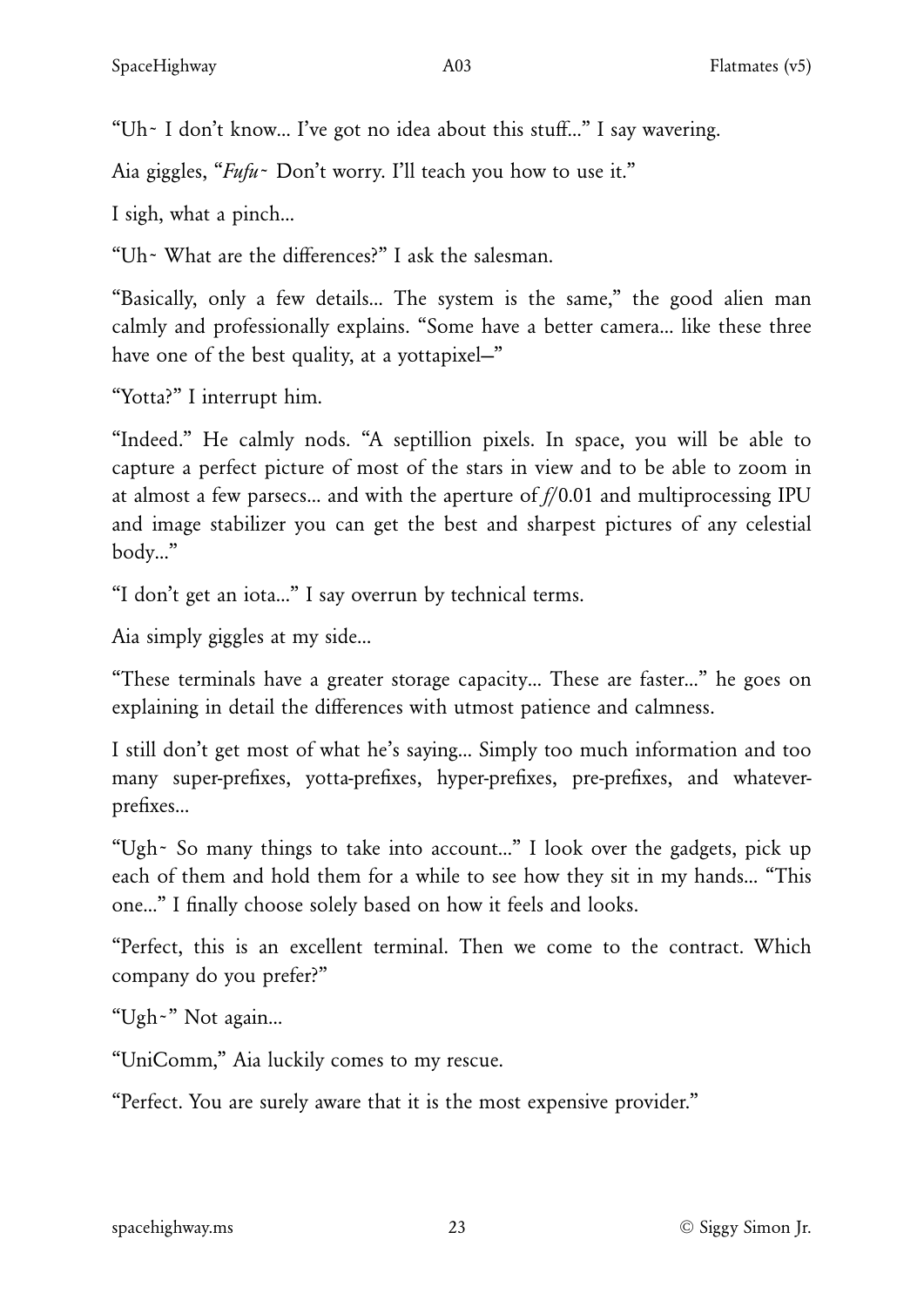"Uh~ I don't know... I've got no idea about this stuff..." I say wavering.

Aia giggles, "*Fufu~* Don't worry. I'll teach you how to use it."

I sigh, what a pinch...

"Uh~ What are the differences?" I ask the salesman.

"Basically, only a few details... The system is the same," the good alien man calmly and professionally explains. "Some have a better camera... like these three have one of the best quality, at a yottapixel—"

"Yotta?" I interrupt him.

"Indeed." He calmly nods. "A septillion pixels. In space, you will be able to capture a perfect picture of most of the stars in view and to be able to zoom in at almost a few parsecs... and with the aperture of *f*/0.01 and multiprocessing IPU and image stabilizer you can get the best and sharpest pictures of any celestial body..."

"I don't get an iota..." I say overrun by technical terms.

Aia simply giggles at my side...

"These terminals have a greater storage capacity... These are faster..." he goes on explaining in detail the differences with utmost patience and calmness.

I still don't get most of what he's saying... Simply too much information and too many super-prefixes, yotta-prefixes, hyper-prefixes, pre-prefixes, and whatever-prefixes...

"Ugh~ So many things to take into account..." I look over the gadgets, pick up each of them and hold them for a while to see how they sit in my hands... "This one..." I finally choose solely based on how it feels and looks.

"Perfect, this is an excellent terminal. Then we come to the contract. Which company do you prefer?"

"Ugh~" Not again...

"UniComm," Aia luckily comes to my rescue.

"Perfect. You are surely aware that it is the most expensive provider."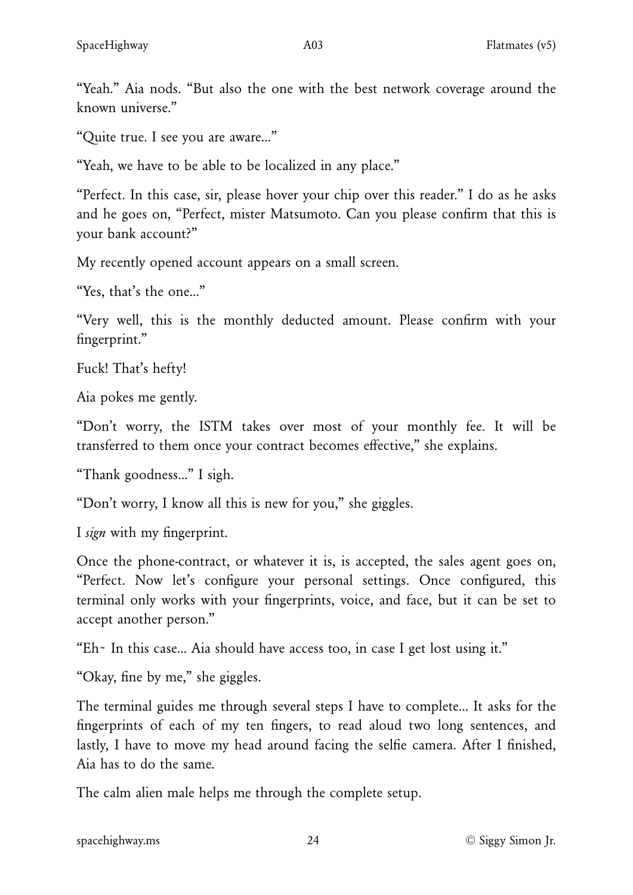"Yeah." Aia nods. "But also the one with the best network coverage around the known universe."

"Quite true. I see you are aware..."

"Yeah, we have to be able to be localized in any place."

"Perfect. In this case, sir, please hover your chip over this reader." I do as he asks and he goes on, "Perfect, mister Matsumoto. Can you please confirm that this is your bank account?"

My recently opened account appears on a small screen.

"Yes, that's the one..."

"Very well, this is the monthly deducted amount. Please confirm with your fingerprint."

Fuck! That's hefty!

Aia pokes me gently.

"Don't worry, the ISTM takes over most of your monthly fee. It will be transferred to them once your contract becomes effective," she explains.

"Thank goodness..." I sigh.

"Don't worry, I know all this is new for you," she giggles.

I *sign* with my fingerprint.

Once the phone-contract, or whatever it is, is accepted, the sales agent goes on, "Perfect. Now let's configure your personal settings. Once configured, this terminal only works with your fingerprints, voice, and face, but it can be set to accept another person."

"Eh~ In this case... Aia should have access too, in case I get lost using it."

"Okay, fine by me," she giggles.

The terminal guides me through several steps I have to complete... It asks for the fingerprints of each of my ten fingers, to read aloud two long sentences, and lastly, I have to move my head around facing the selfie camera. After I finished, Aia has to do the same.

The calm alien male helps me through the complete setup.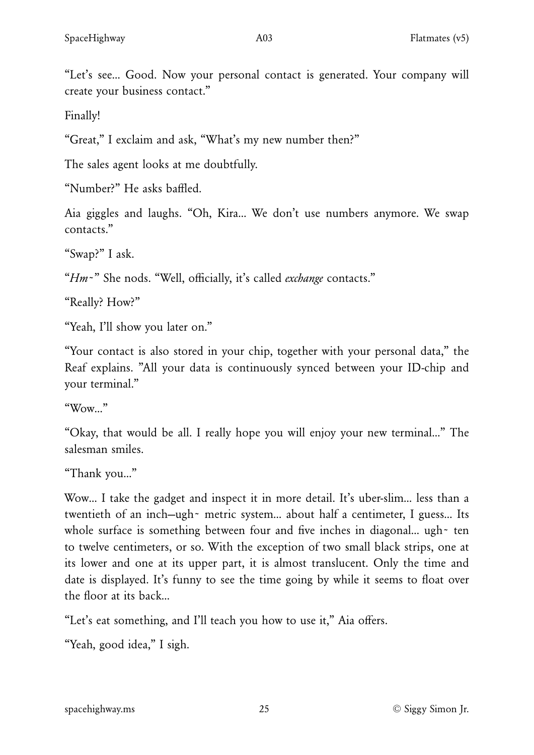"Let's see... Good. Now your personal contact is generated. Your company will create your business contact."

Finally!

"Great," I exclaim and ask, "What's my new number then?"

The sales agent looks at me doubtfully.

"Number?" He asks baffled.

Aia giggles and laughs. "Oh, Kira... We don't use numbers anymore. We swap contacts."

"Swap?" I ask.

"*Hm~*" She nods. "Well, officially, it's called *exchange* contacts."

"Really? How?"

"Yeah, I'll show you later on."

"Your contact is also stored in your chip, together with your personal data," the Reaf explains. "All your data is continuously synced between your ID-chip and your terminal."

"Wow..."

"Okay, that would be all. I really hope you will enjoy your new terminal..." The salesman smiles.

"Thank you..."

Wow... I take the gadget and inspect it in more detail. It's uber-slim... less than a twentieth of an inch—ugh~ metric system... about half a centimeter, I guess... Its whole surface is something between four and five inches in diagonal... ugh~ ten to twelve centimeters, or so. With the exception of two small black strips, one at its lower and one at its upper part, it is almost translucent. Only the time and date is displayed. It's funny to see the time going by while it seems to float over the floor at its back...

"Let's eat something, and I'll teach you how to use it," Aia offers.

"Yeah, good idea," I sigh.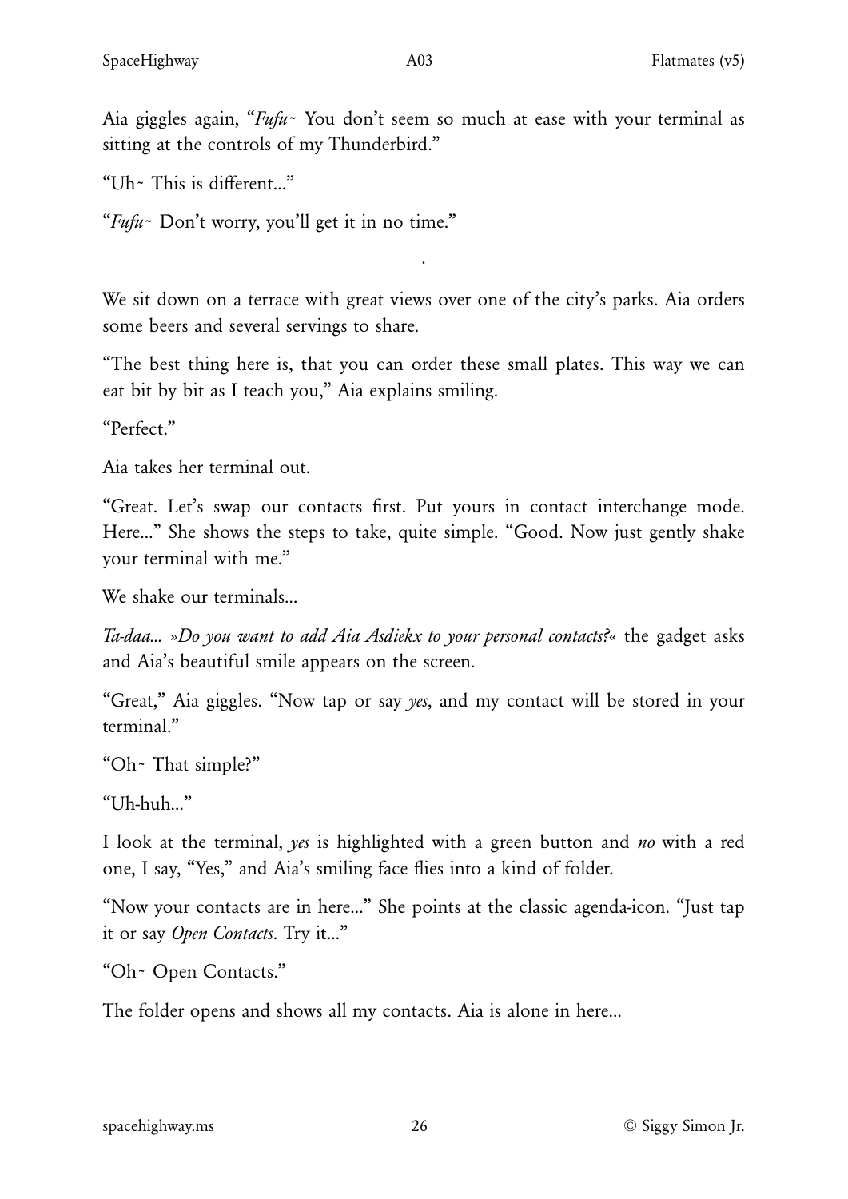Aia giggles again, "*Fufu~* You don't seem so much at ease with your terminal as sitting at the controls of my Thunderbird."

"Uh~ This is different..."

"*Fufu~* Don't worry, you'll get it in no time."

.

We sit down on a terrace with great views over one of the city's parks. Aia orders some beers and several servings to share.

"The best thing here is, that you can order these small plates. This way we can eat bit by bit as I teach you," Aia explains smiling.

"Perfect."

Aia takes her terminal out.

"Great. Let's swap our contacts first. Put yours in contact interchange mode. Here..." She shows the steps to take, quite simple. "Good. Now just gently shake your terminal with me."

We shake our terminals...

*Ta-daa... »Do you want to add Aia Asdiekx to your personal contacts?«* the gadget asks and Aia's beautiful smile appears on the screen.

"Great," Aia giggles. "Now tap or say *yes*, and my contact will be stored in your terminal."

"Oh~ That simple?"

"Uh-huh..."

I look at the terminal, *yes* is highlighted with a green button and *no* with a red one, I say, "Yes," and Aia's smiling face flies into a kind of folder.

"Now your contacts are in here..." She points at the classic agenda-icon. "Just tap it or say *Open Contacts*. Try it..."

"Oh~ Open Contacts."

The folder opens and shows all my contacts. Aia is alone in here...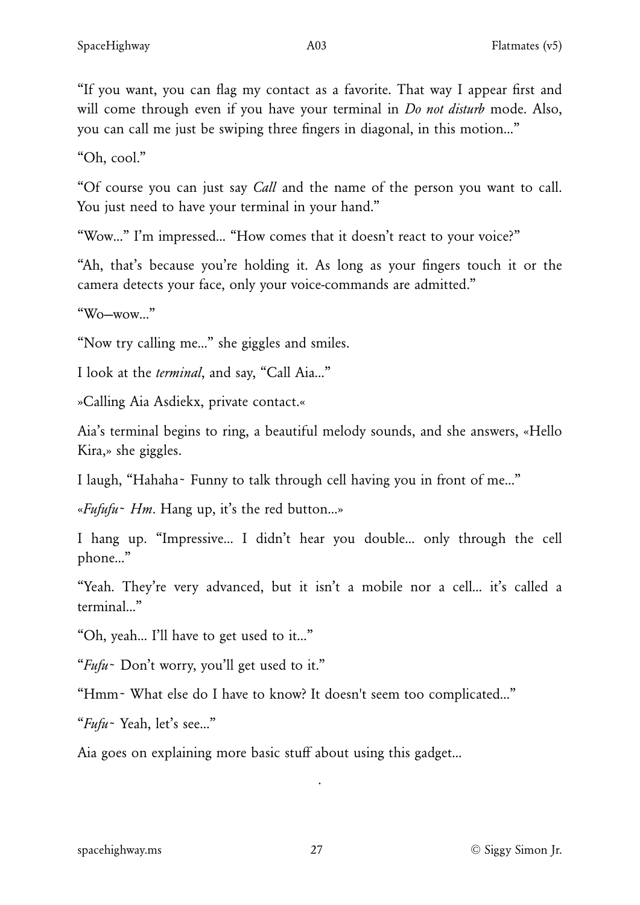“If you want, you can flag my contact as a favorite. That way I appear first and will come through even if you have your terminal in *Do not disturb* mode. Also, you can call me just be swiping three fingers in diagonal, in this motion...”

“Oh, cool.”

“Of course you can just say *Call* and the name of the person you want to call. You just need to have your terminal in your hand.”

“Wow...” I’m impressed... “How comes that it doesn’t react to your voice?”

“Ah, that’s because you’re holding it. As long as your fingers touch it or the camera detects your face, only your voice-commands are admitted.”

“Wo–wow...”

“Now try calling me...” she giggles and smiles.

I look at the *terminal*, and say, “Call Aia...”

»Calling Aia Asdiekx, private contact.«

Aia’s terminal begins to ring, a beautiful melody sounds, and she answers, «Hello Kira,» she giggles.

I laugh, “Hahaha~ Funny to talk through cell having you in front of me...”

«*Fufufu~ Hm*. Hang up, it’s the red button...»

I hang up. “Impressive... I didn’t hear you double... only through the cell phone...”

“Yeah. They’re very advanced, but it isn’t a mobile nor a cell... it’s called a terminal...”

“Oh, yeah... I’ll have to get used to it...”

“*Fufu~* Don’t worry, you’ll get used to it.”

“Hmm~ What else do I have to know? It doesn't seem too complicated...”

“*Fufu~* Yeah, let’s see...”

Aia goes on explaining more basic stuff about using this gadget...

.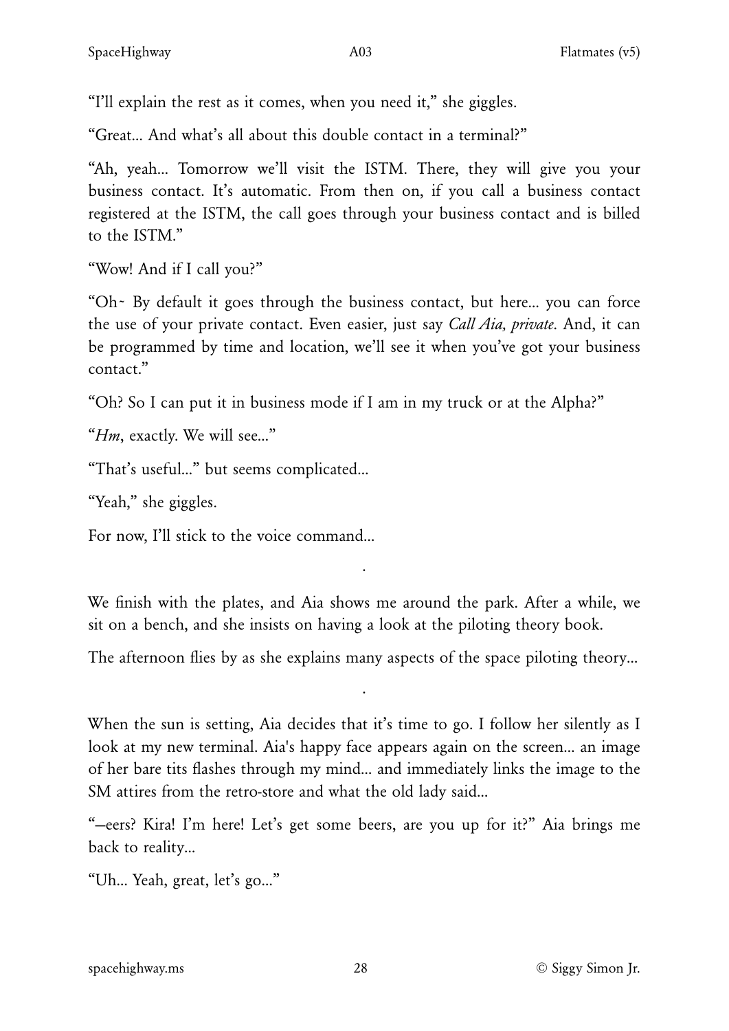"I'll explain the rest as it comes, when you need it," she giggles.

"Great... And what's all about this double contact in a terminal?"

"Ah, yeah... Tomorrow we'll visit the ISTM. There, they will give you your business contact. It's automatic. From then on, if you call a business contact registered at the ISTM, the call goes through your business contact and is billed to the ISTM."

"Wow! And if I call you?"

"Oh~ By default it goes through the business contact, but here... you can force the use of your private contact. Even easier, just say *Call Aia, private*. And, it can be programmed by time and location, we'll see it when you've got your business contact."

"Oh? So I can put it in business mode if I am in my truck or at the Alpha?"

"*Hm*, exactly. We will see..."

"That's useful..." but seems complicated...

"Yeah," she giggles.

For now, I'll stick to the voice command...

.

We finish with the plates, and Aia shows me around the park. After a while, we sit on a bench, and she insists on having a look at the piloting theory book.

The afternoon flies by as she explains many aspects of the space piloting theory...

.

When the sun is setting, Aia decides that it's time to go. I follow her silently as I look at my new terminal. Aia's happy face appears again on the screen... an image of her bare tits flashes through my mind... and immediately links the image to the SM attires from the retro-store and what the old lady said...

"—eers? Kira! I'm here! Let's get some beers, are you up for it?" Aia brings me back to reality...

"Uh... Yeah, great, let's go..."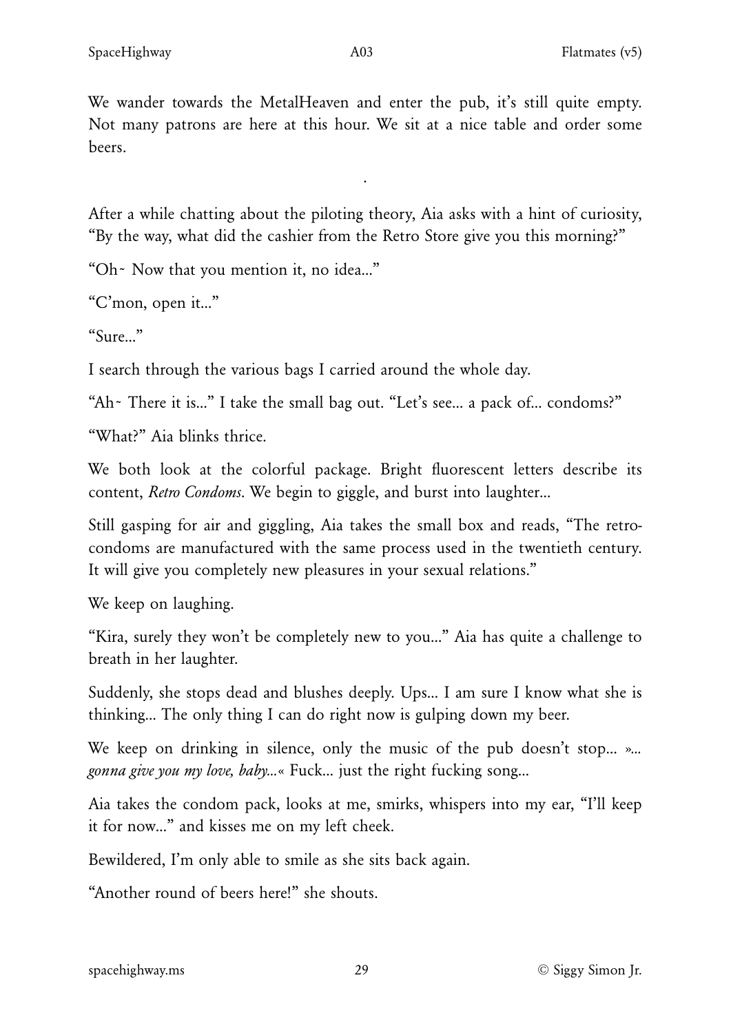We wander towards the MetalHeaven and enter the pub, it's still quite empty. Not many patrons are here at this hour. We sit at a nice table and order some beers.

.

After a while chatting about the piloting theory, Aia asks with a hint of curiosity, "By the way, what did the cashier from the Retro Store give you this morning?"

"Oh~ Now that you mention it, no idea..."

"C'mon, open it..."

"Sure..."

I search through the various bags I carried around the whole day.

"Ah~ There it is..." I take the small bag out. "Let's see... a pack of... condoms?"

"What?" Aia blinks thrice.

We both look at the colorful package. Bright fluorescent letters describe its content, *Retro Condoms*. We begin to giggle, and burst into laughter...

Still gasping for air and giggling, Aia takes the small box and reads, "The retro-condoms are manufactured with the same process used in the twentieth century. It will give you completely new pleasures in your sexual relations."

We keep on laughing.

"Kira, surely they won't be completely new to you..." Aia has quite a challenge to breath in her laughter.

Suddenly, she stops dead and blushes deeply. Ups... I am sure I know what she is thinking... The only thing I can do right now is gulping down my beer.

We keep on drinking in silence, only the music of the pub doesn't stop... »*... gonna give you my love, baby...*« Fuck... just the right fucking song...

Aia takes the condom pack, looks at me, smirks, whispers into my ear, "I'll keep it for now..." and kisses me on my left cheek.

Bewildered, I'm only able to smile as she sits back again.

"Another round of beers here!" she shouts.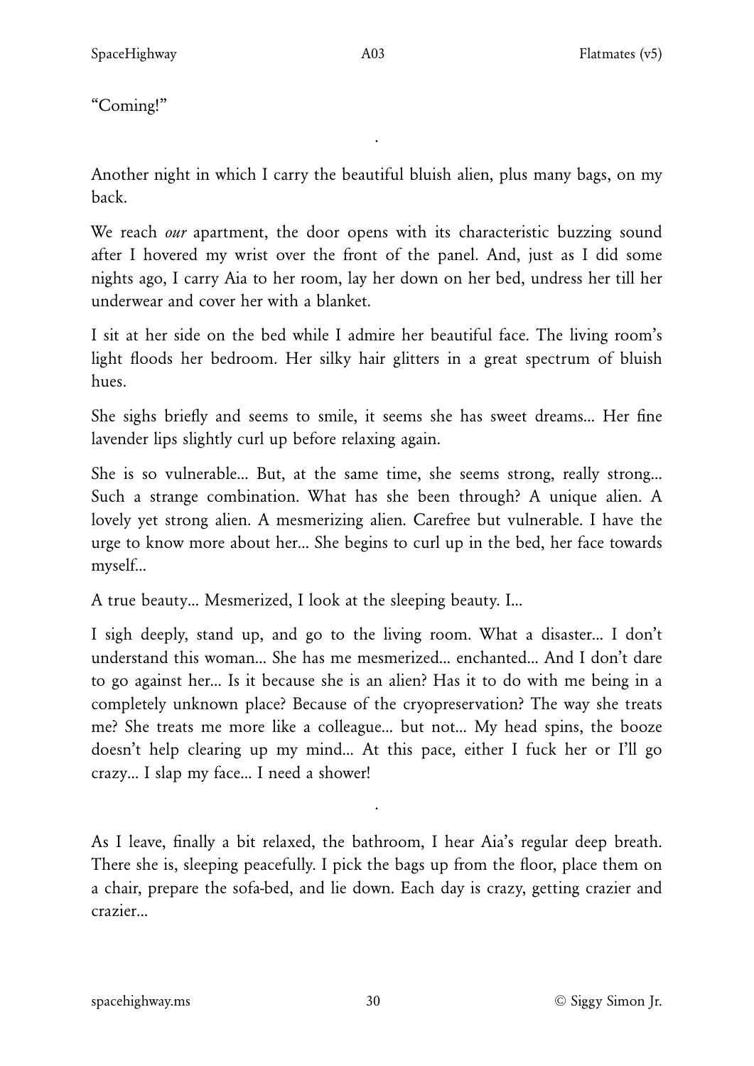“Coming!”

.

Another night in which I carry the beautiful bluish alien, plus many bags, on my back.

We reach *our* apartment, the door opens with its characteristic buzzing sound after I hovered my wrist over the front of the panel. And, just as I did some nights ago, I carry Aia to her room, lay her down on her bed, undress her till her underwear and cover her with a blanket.

I sit at her side on the bed while I admire her beautiful face. The living room’s light floods her bedroom. Her silky hair glitters in a great spectrum of bluish hues.

She sighs briefly and seems to smile, it seems she has sweet dreams... Her fine lavender lips slightly curl up before relaxing again.

She is so vulnerable... But, at the same time, she seems strong, really strong... Such a strange combination. What has she been through? A unique alien. A lovely yet strong alien. A mesmerizing alien. Carefree but vulnerable. I have the urge to know more about her... She begins to curl up in the bed, her face towards myself...

A true beauty... Mesmerized, I look at the sleeping beauty. I...

I sigh deeply, stand up, and go to the living room. What a disaster... I don’t understand this woman... She has me mesmerized... enchanted... And I don’t dare to go against her... Is it because she is an alien? Has it to do with me being in a completely unknown place? Because of the cryopreservation? The way she treats me? She treats me more like a colleague... but not... My head spins, the booze doesn’t help clearing up my mind... At this pace, either I fuck her or I’ll go crazy... I slap my face... I need a shower!

.

As I leave, finally a bit relaxed, the bathroom, I hear Aia’s regular deep breath. There she is, sleeping peacefully. I pick the bags up from the floor, place them on a chair, prepare the sofa-bed, and lie down. Each day is crazy, getting crazier and crazier...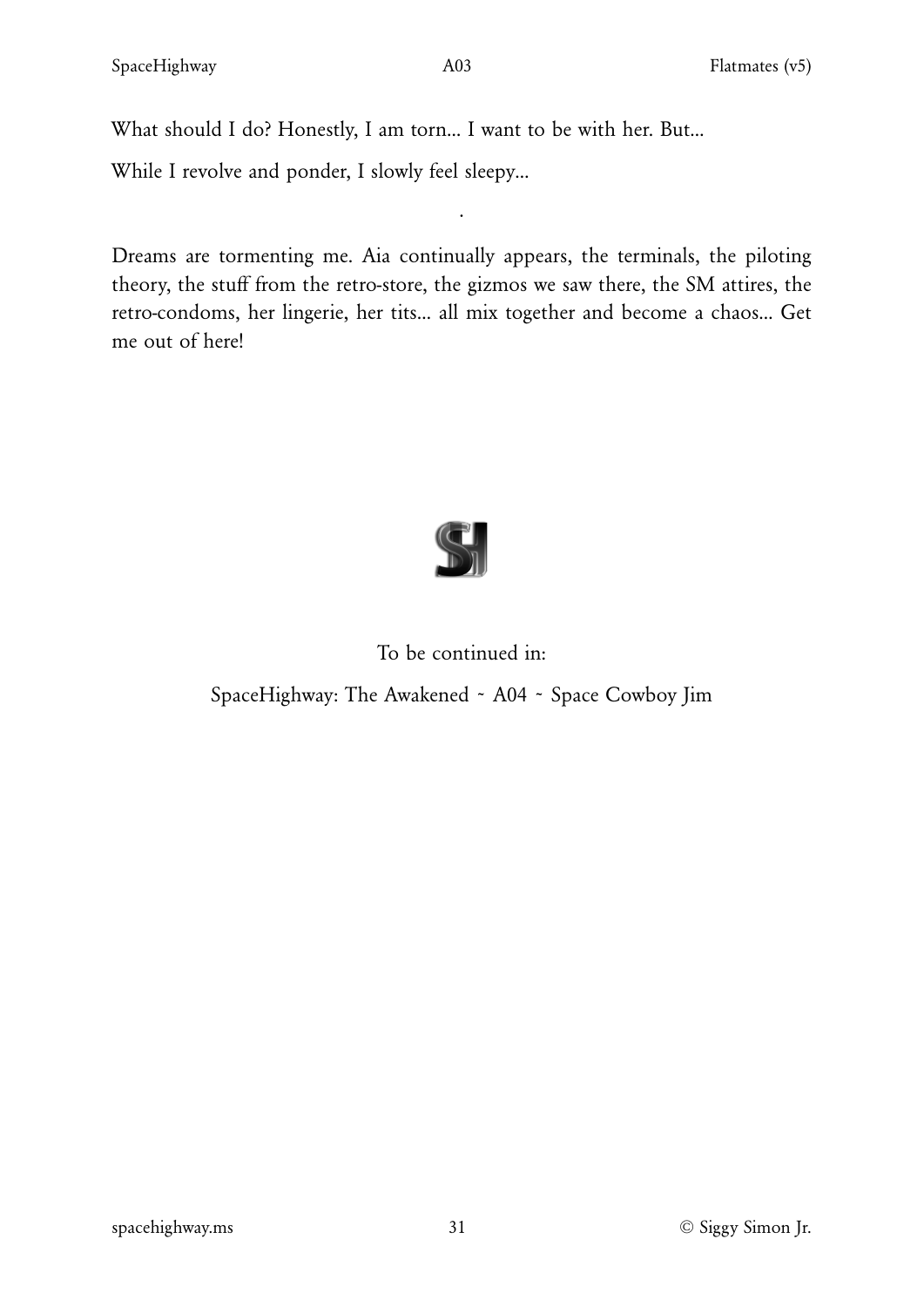What should I do? Honestly, I am torn... I want to be with her. But...

While I revolve and ponder, I slowly feel sleepy...

.

Dreams are tormenting me. Aia continually appears, the terminals, the piloting theory, the stuff from the retro-store, the gizmos we saw there, the SM attires, the retro-condoms, her lingerie, her tits... all mix together and become a chaos... Get me out of here!

To be continued in:

SpaceHighway: The Awakened ~ A04 ~ Space Cowboy Jim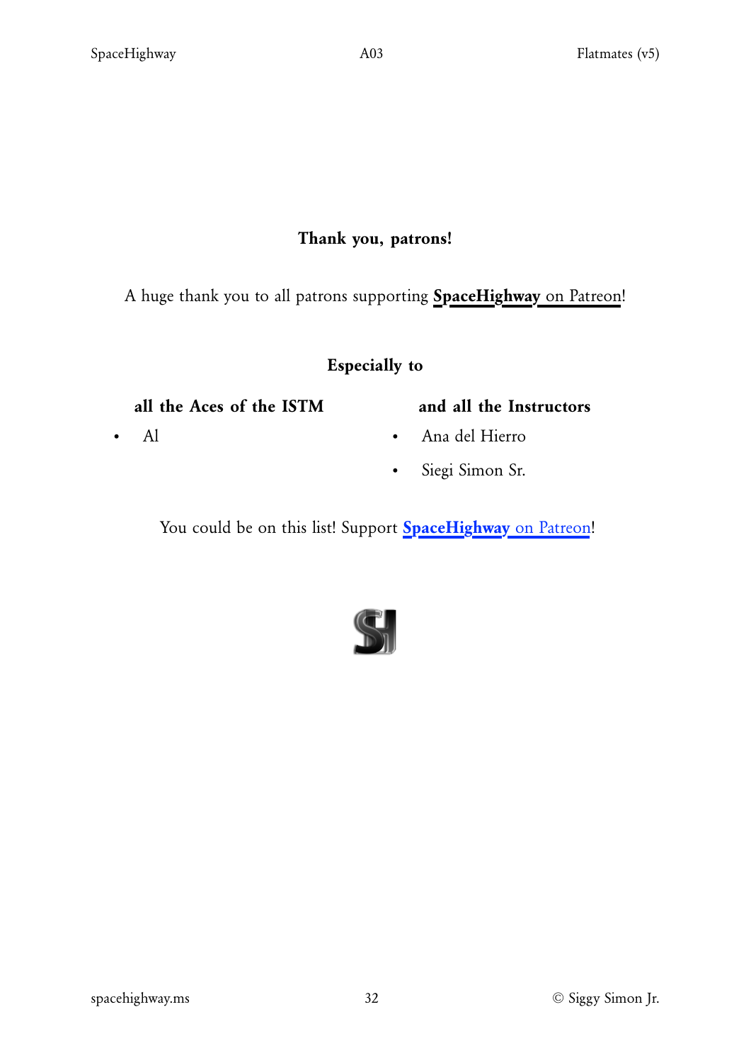## Thank you, patrons!

A huge thank you to all patrons supporting **SpaceHighway** on Patreon!

### Especially to

**all the Aces of the ISTM**

- Al

**and all the Instructors**

- Ana del Hierro
- Siegi Simon Sr.

You could be on this list! Support **SpaceHighway** on Patreon!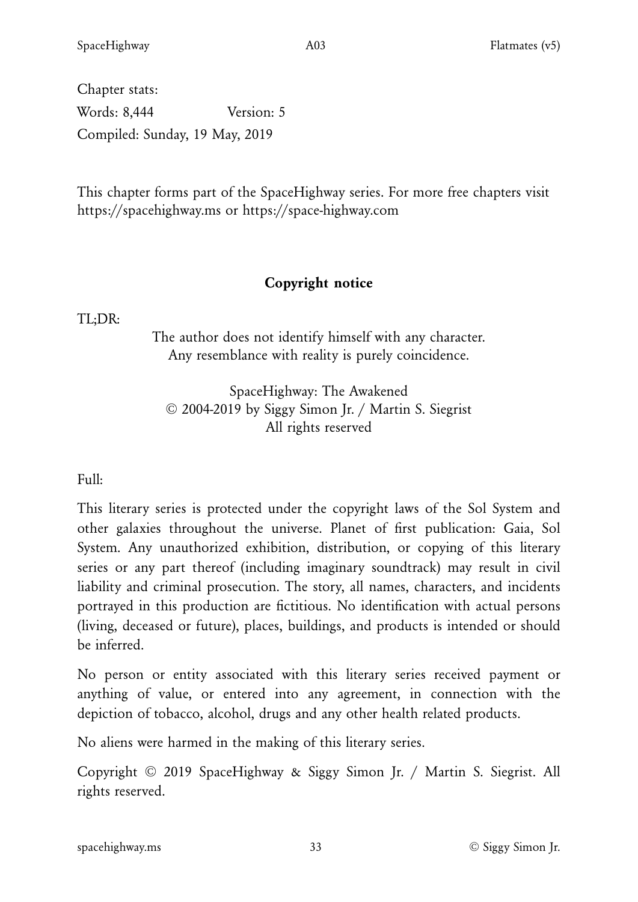Chapter stats:

Words: 8,444 Version: 5

Compiled: Sunday, 19 May, 2019

This chapter forms part of the SpaceHighway series. For more free chapters visit https://spacehighway.ms or https://space-highway.com

## Copyright notice

TL;DR:

The author does not identify himself with any character.
Any resemblance with reality is purely coincidence.

SpaceHighway: The Awakened
© 2004-2019 by Siggy Simon Jr. / Martin S. Siegrist
All rights reserved

Full:

This literary series is protected under the copyright laws of the Sol System and other galaxies throughout the universe. Planet of first publication: Gaia, Sol System. Any unauthorized exhibition, distribution, or copying of this literary series or any part thereof (including imaginary soundtrack) may result in civil liability and criminal prosecution. The story, all names, characters, and incidents portrayed in this production are fictitious. No identification with actual persons (living, deceased or future), places, buildings, and products is intended or should be inferred.

No person or entity associated with this literary series received payment or anything of value, or entered into any agreement, in connection with the depiction of tobacco, alcohol, drugs and any other health related products.

No aliens were harmed in the making of this literary series.

Copyright © 2019 SpaceHighway & Siggy Simon Jr. / Martin S. Siegrist. All rights reserved.